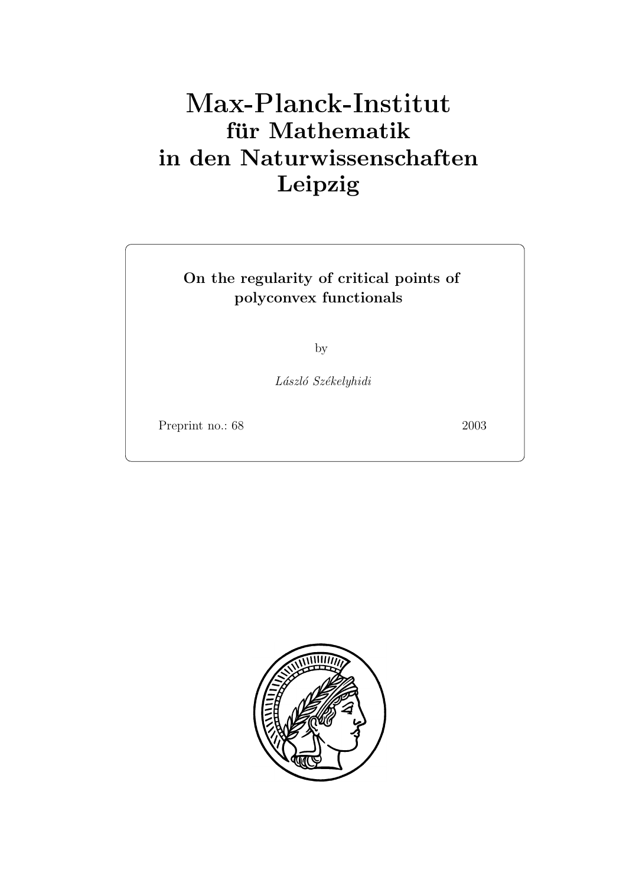# Max-Planck-Institut für Mathematik in den Naturwissenschaften Leipzig

**On the regularity of critical points of polyconvex functionals**

by

*László Székelyhidi*

Preprint no.: 68 2003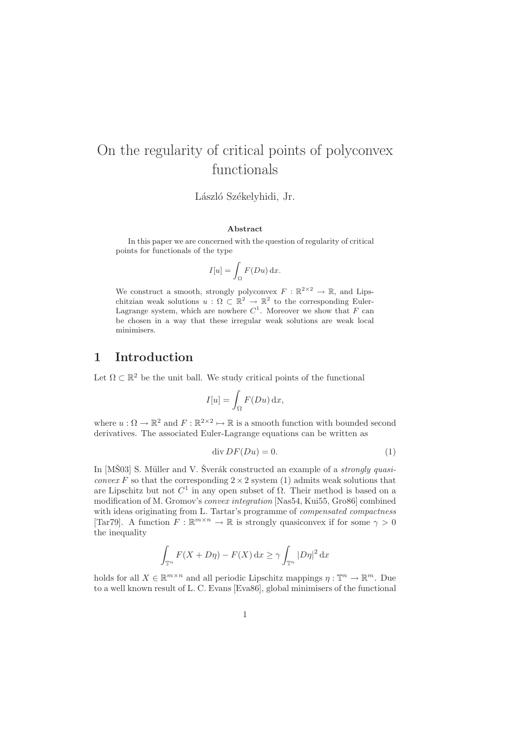# On the regularity of critical points of polyconvex functionals

László Székelyhidi, Jr.

**Abstract**

In this paper we are concerned with the question of regularity of critical points for functionals of the type

$$I[u] = \int_{\Omega} F(Du)\,\mathrm{d}x.$$

We construct a smooth, strongly polyconvex $F : \mathbb{R}^{2\times 2} \to \mathbb{R}$, and Lipschitzian weak solutions $u : \Omega \subset \mathbb{R}^2 \to \mathbb{R}^2$ to the corresponding Euler-Lagrange system, which are nowhere $C^1$. Moreover we show that $F$ can be chosen in a way that these irregular weak solutions are weak local minimisers.

## 1 Introduction

Let $\Omega \subset \mathbb{R}^2$ be the unit ball. We study critical points of the functional

$$I[u] = \int_{\Omega} F(Du)\,\mathrm{d}x,$$

where $u : \Omega \to \mathbb{R}^2$ and $F : \mathbb{R}^{2\times 2} \mapsto \mathbb{R}$ is a smooth function with bounded second derivatives. The associated Euler-Lagrange equations can be written as

$$\operatorname{div} DF(Du) = 0. \tag{1}$$

In [MŠ03] S. Müller and V. Šverák constructed an example of a *strongly quasiconvex* $F$ so that the corresponding $2 \times 2$ system (1) admits weak solutions that are Lipschitz but not $C^1$ in any open subset of $\Omega$. Their method is based on a modification of M. Gromov's *convex integration* [Nas54, Kui55, Gro86] combined with ideas originating from L. Tartar's programme of *compensated compactness* [Tar79]. A function $F : \mathbb{R}^{m\times n} \to \mathbb{R}$ is strongly quasiconvex if for some $\gamma > 0$ the inequality

$$\int_{\mathbb{T}^n} F(X + D\eta) - F(X)\,\mathrm{d}x \geq \gamma \int_{\mathbb{T}^n} |D\eta|^2\,\mathrm{d}x$$

holds for all $X \in \mathbb{R}^{m\times n}$ and all periodic Lipschitz mappings $\eta : \mathbb{T}^n \to \mathbb{R}^m$. Due to a well known result of L. C. Evans [Eva86], global minimisers of the functional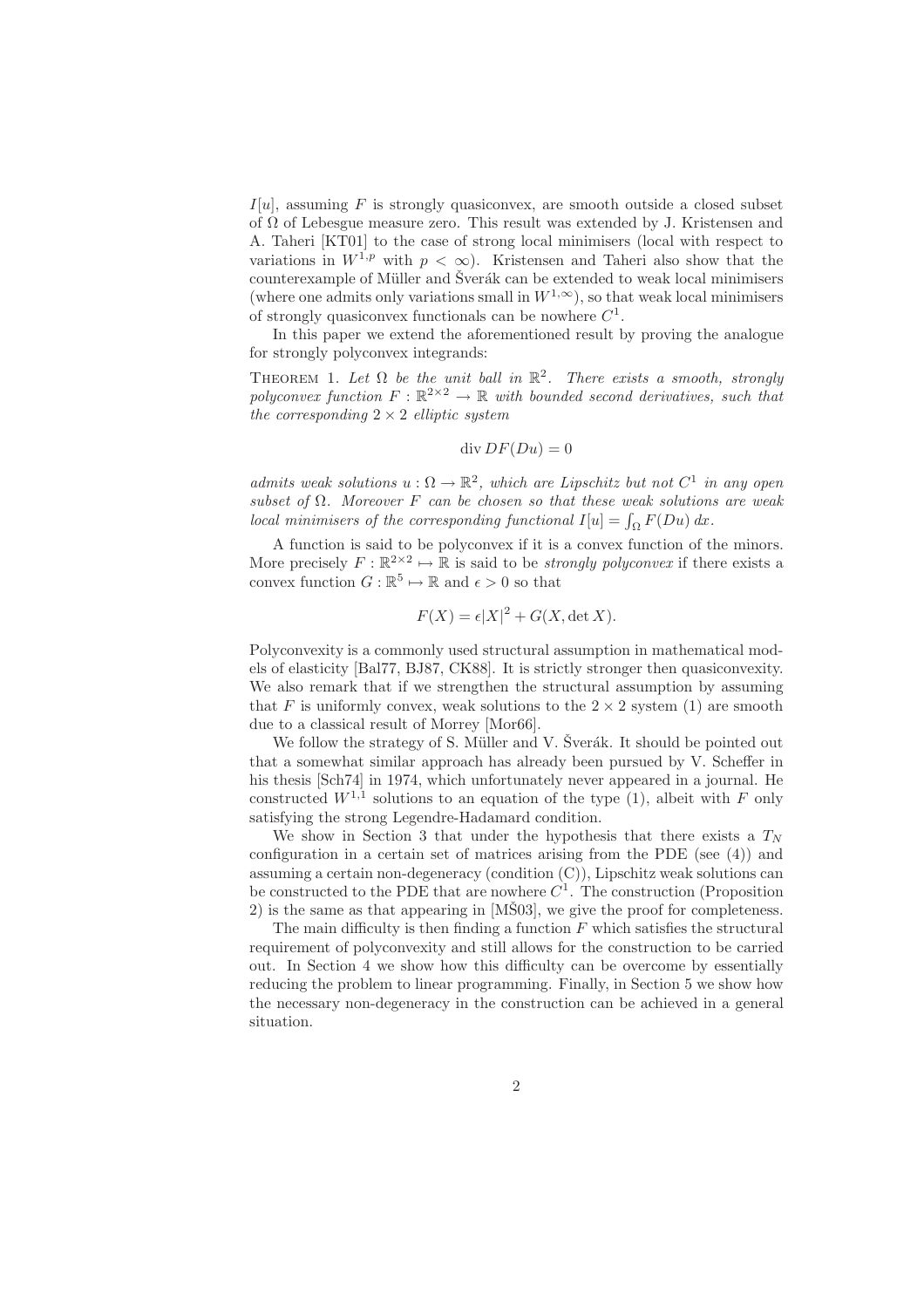$I[u]$, assuming $F$ is strongly quasiconvex, are smooth outside a closed subset of $\Omega$ of Lebesgue measure zero. This result was extended by J. Kristensen and A. Taheri [KT01] to the case of strong local minimisers (local with respect to variations in $W^{1,p}$ with $p < \infty$). Kristensen and Taheri also show that the counterexample of Müller and Šverák can be extended to weak local minimisers (where one admits only variations small in $W^{1,\infty}$), so that weak local minimisers of strongly quasiconvex functionals can be nowhere $C^1$.

In this paper we extend the aforementioned result by proving the analogue for strongly polyconvex integrands:

Theorem 1. *Let $\Omega$ be the unit ball in $\mathbb{R}^2$. There exists a smooth, strongly polyconvex function $F : \mathbb{R}^{2\times 2} \to \mathbb{R}$ with bounded second derivatives, such that the corresponding $2 \times 2$ elliptic system*

$$\operatorname{div} DF(Du) = 0$$

*admits weak solutions $u : \Omega \to \mathbb{R}^2$, which are Lipschitz but not $C^1$ in any open subset of $\Omega$. Moreover $F$ can be chosen so that these weak solutions are weak local minimisers of the corresponding functional $I[u] = \int_\Omega F(Du)\, dx$.*

A function is said to be polyconvex if it is a convex function of the minors. More precisely $F : \mathbb{R}^{2\times 2} \mapsto \mathbb{R}$ is said to be *strongly polyconvex* if there exists a convex function $G : \mathbb{R}^5 \mapsto \mathbb{R}$ and $\epsilon > 0$ so that

$$F(X) = \epsilon |X|^2 + G(X, \det X).$$

Polyconvexity is a commonly used structural assumption in mathematical models of elasticity [Bal77, BJ87, CK88]. It is strictly stronger then quasiconvexity. We also remark that if we strengthen the structural assumption by assuming that $F$ is uniformly convex, weak solutions to the $2 \times 2$ system (1) are smooth due to a classical result of Morrey [Mor66].

We follow the strategy of S. Müller and V. Šverák. It should be pointed out that a somewhat similar approach has already been pursued by V. Scheffer in his thesis [Sch74] in 1974, which unfortunately never appeared in a journal. He constructed $W^{1,1}$ solutions to an equation of the type (1), albeit with $F$ only satisfying the strong Legendre-Hadamard condition.

We show in Section 3 that under the hypothesis that there exists a $T_N$ configuration in a certain set of matrices arising from the PDE (see (4)) and assuming a certain non-degeneracy (condition (C)), Lipschitz weak solutions can be constructed to the PDE that are nowhere $C^1$. The construction (Proposition 2) is the same as that appearing in [MŠ03], we give the proof for completeness.

The main difficulty is then finding a function $F$ which satisfies the structural requirement of polyconvexity and still allows for the construction to be carried out. In Section 4 we show how this difficulty can be overcome by essentially reducing the problem to linear programming. Finally, in Section 5 we show how the necessary non-degeneracy in the construction can be achieved in a general situation.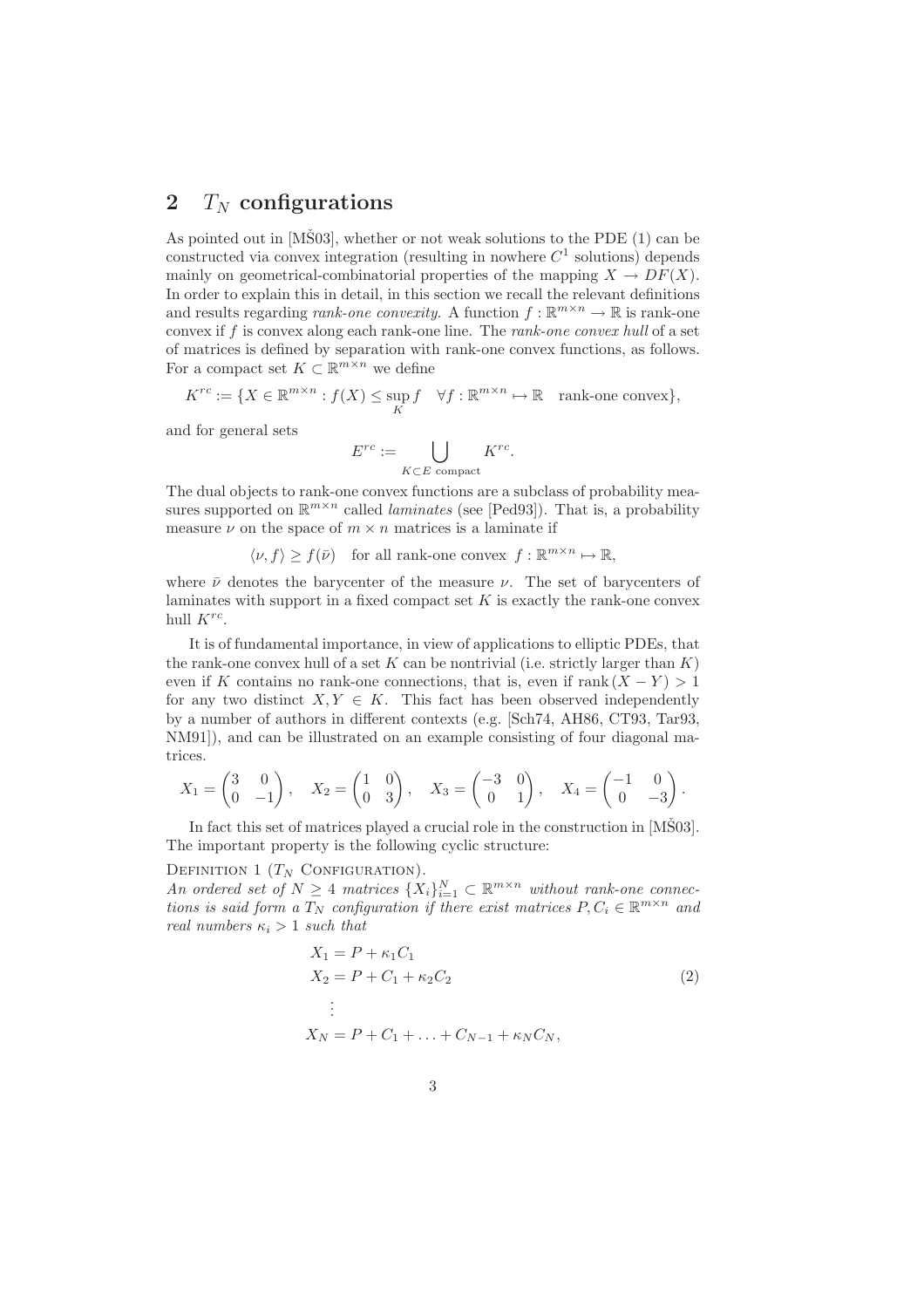## 2 $T_N$ configurations

As pointed out in [MŠ03], whether or not weak solutions to the PDE (1) can be constructed via convex integration (resulting in nowhere $C^1$ solutions) depends mainly on geometrical-combinatorial properties of the mapping $X \to DF(X)$. In order to explain this in detail, in this section we recall the relevant definitions and results regarding *rank-one convexity*. A function $f : \mathbb{R}^{m \times n} \to \mathbb{R}$ is rank-one convex if $f$ is convex along each rank-one line. The *rank-one convex hull* of a set of matrices is defined by separation with rank-one convex functions, as follows. For a compact set $K \subset \mathbb{R}^{m \times n}$ we define

$$K^{rc} := \{X \in \mathbb{R}^{m \times n} : f(X) \leq \sup_K f \quad \forall f : \mathbb{R}^{m \times n} \mapsto \mathbb{R} \quad \text{rank-one convex}\},$$

and for general sets

$$E^{rc} := \bigcup_{K \subset E \text{ compact}} K^{rc}.$$

The dual objects to rank-one convex functions are a subclass of probability measures supported on $\mathbb{R}^{m \times n}$ called *laminates* (see [Ped93]). That is, a probability measure $\nu$ on the space of $m \times n$ matrices is a laminate if

$$\langle \nu, f \rangle \geq f(\bar{\nu}) \quad \text{for all rank-one convex } \; f : \mathbb{R}^{m \times n} \mapsto \mathbb{R},$$

where $\bar{\nu}$ denotes the barycenter of the measure $\nu$. The set of barycenters of laminates with support in a fixed compact set $K$ is exactly the rank-one convex hull $K^{rc}$.

It is of fundamental importance, in view of applications to elliptic PDEs, that the rank-one convex hull of a set $K$ can be nontrivial (i.e. strictly larger than $K$) even if $K$ contains no rank-one connections, that is, even if $\operatorname{rank}(X - Y) > 1$ for any two distinct $X, Y \in K$. This fact has been observed independently by a number of authors in different contexts (e.g. [Sch74, AH86, CT93, Tar93, NM91]), and can be illustrated on an example consisting of four diagonal matrices.

$$X_1 = \begin{pmatrix} 3 & 0 \\ 0 & -1 \end{pmatrix}, \quad X_2 = \begin{pmatrix} 1 & 0 \\ 0 & 3 \end{pmatrix}, \quad X_3 = \begin{pmatrix} -3 & 0 \\ 0 & 1 \end{pmatrix}, \quad X_4 = \begin{pmatrix} -1 & 0 \\ 0 & -3 \end{pmatrix}.$$

In fact this set of matrices played a crucial role in the construction in [MŠ03]. The important property is the following cyclic structure:

Definition 1 ($T_N$ Configuration).
*An ordered set of $N \geq 4$ matrices $\{X_i\}_{i=1}^N \subset \mathbb{R}^{m \times n}$ without rank-one connections is said form a $T_N$ configuration if there exist matrices $P, C_i \in \mathbb{R}^{m \times n}$ and real numbers $\kappa_i > 1$ such that*

$$\begin{aligned}
X_1 &= P + \kappa_1 C_1 \\
X_2 &= P + C_1 + \kappa_2 C_2 \\
&\;\;\vdots \\
X_N &= P + C_1 + \ldots + C_{N-1} + \kappa_N C_N,
\end{aligned} \tag{2}$$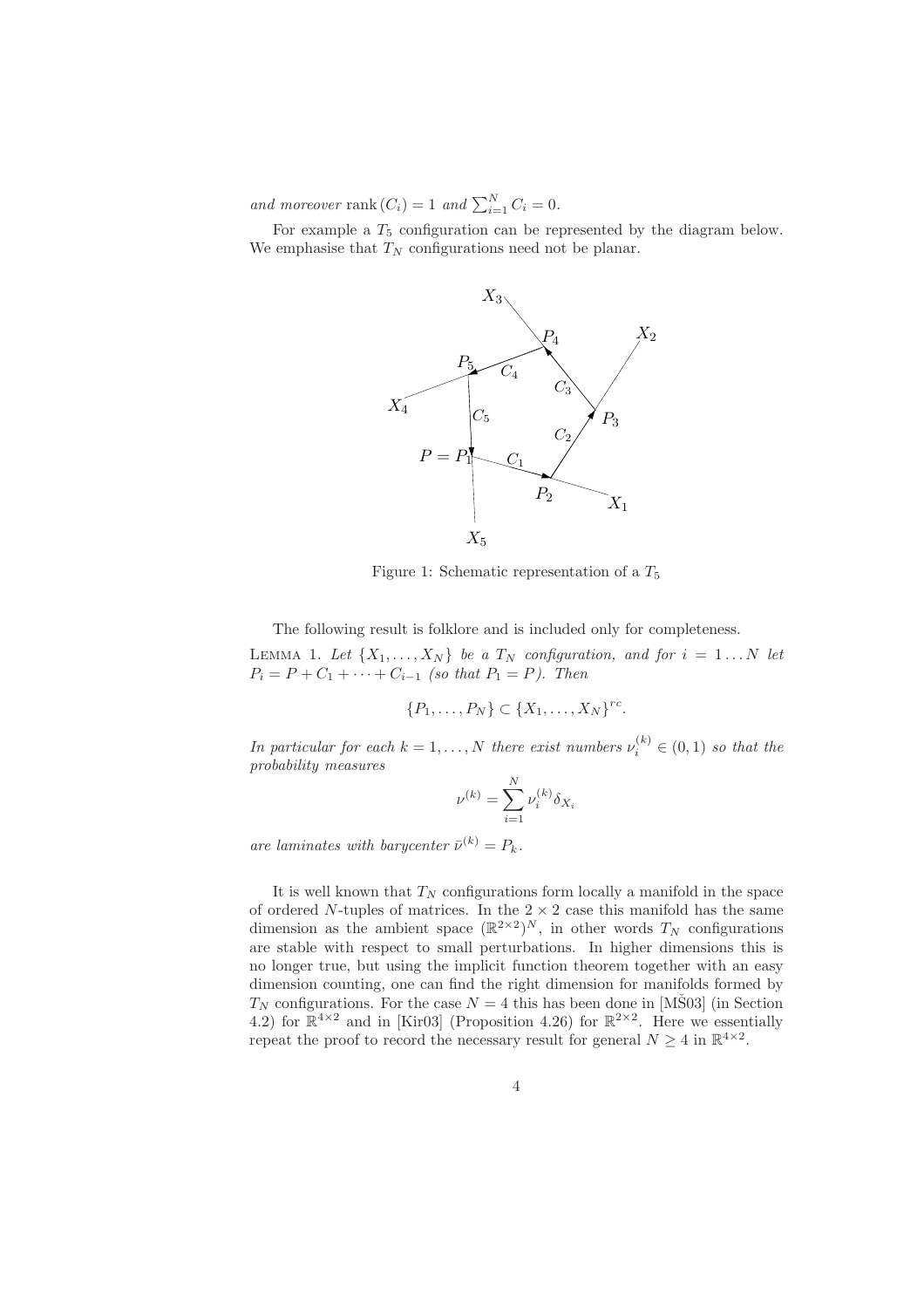*and moreover* $\operatorname{rank}(C_i) = 1$ *and* $\sum_{i=1}^{N} C_i = 0$.

For example a $T_5$ configuration can be represented by the diagram below. We emphasise that $T_N$ configurations need not be planar.

Figure 1: Schematic representation of a $T_5$

The following result is folklore and is included only for completeness.

Lemma 1. *Let* $\{X_1, \dots, X_N\}$ *be a* $T_N$ *configuration, and for* $i = 1 \dots N$ *let* $P_i = P + C_1 + \dots + C_{i-1}$ *(so that* $P_1 = P$*). Then*

$$\{P_1, \dots, P_N\} \subset \{X_1, \dots, X_N\}^{rc}.$$

*In particular for each* $k = 1, \dots, N$ *there exist numbers* $\nu_i^{(k)} \in (0,1)$ *so that the probability measures*

$$\nu^{(k)} = \sum_{i=1}^{N} \nu_i^{(k)} \delta_{X_i}$$

*are laminates with barycenter* $\bar{\nu}^{(k)} = P_k$.

It is well known that $T_N$ configurations form locally a manifold in the space of ordered $N$-tuples of matrices. In the $2 \times 2$ case this manifold has the same dimension as the ambient space $(\mathbb{R}^{2\times 2})^N$, in other words $T_N$ configurations are stable with respect to small perturbations. In higher dimensions this is no longer true, but using the implicit function theorem together with an easy dimension counting, one can find the right dimension for manifolds formed by $T_N$ configurations. For the case $N = 4$ this has been done in [MŠ03] (in Section 4.2) for $\mathbb{R}^{4\times 2}$ and in [Kir03] (Proposition 4.26) for $\mathbb{R}^{2\times 2}$. Here we essentially repeat the proof to record the necessary result for general $N \geq 4$ in $\mathbb{R}^{4\times 2}$.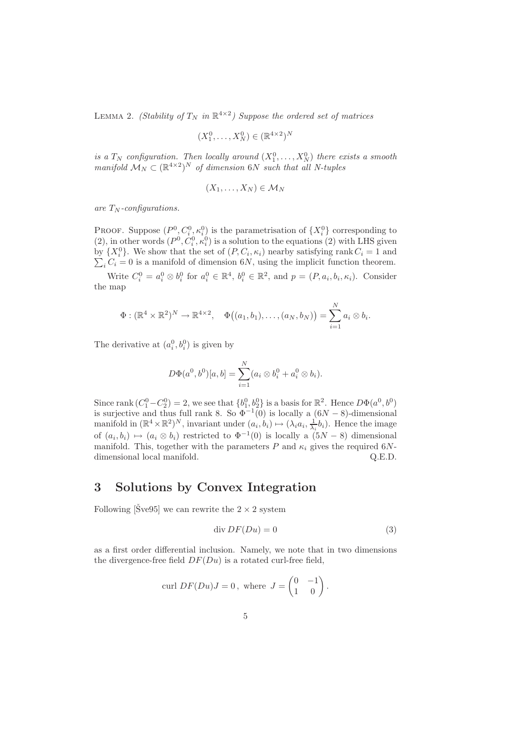Lemma 2. *(Stability of $T_N$ in $\mathbb{R}^{4\times 2}$) Suppose the ordered set of matrices*

$$(X_1^0, \ldots, X_N^0) \in (\mathbb{R}^{4\times 2})^N$$

*is a $T_N$ configuration. Then locally around $(X_1^0, \ldots, X_N^0)$ there exists a smooth manifold $\mathcal{M}_N \subset (\mathbb{R}^{4\times 2})^N$ of dimension $6N$ such that all $N$-tuples*

$$(X_1, \ldots, X_N) \in \mathcal{M}_N$$

*are $T_N$-configurations.*

Proof. Suppose $(P^0, C_i^0, \kappa_i^0)$ is the parametrisation of $\{X_i^0\}$ corresponding to (2), in other words $(P^0, C_i^0, \kappa_i^0)$ is a solution to the equations (2) with LHS given by $\{X_i^0\}$. We show that the set of $(P, C_i, \kappa_i)$ nearby satisfying $\operatorname{rank} C_i = 1$ and $\sum_i C_i = 0$ is a manifold of dimension $6N$, using the implicit function theorem.

Write $C_i^0 = a_i^0 \otimes b_i^0$ for $a_i^0 \in \mathbb{R}^4$, $b_i^0 \in \mathbb{R}^2$, and $p = (P, a_i, b_i, \kappa_i)$. Consider the map

$$\Phi : (\mathbb{R}^4 \times \mathbb{R}^2)^N \to \mathbb{R}^{4\times 2}, \quad \Phi\big((a_1, b_1), \ldots, (a_N, b_N)\big) = \sum_{i=1}^{N} a_i \otimes b_i.$$

The derivative at $(a_i^0, b_i^0)$ is given by

$$D\Phi(a^0, b^0)[a, b] = \sum_{i=1}^{N} (a_i \otimes b_i^0 + a_i^0 \otimes b_i).$$

Since $\operatorname{rank}(C_1^0 - C_2^0) = 2$, we see that $\{b_1^0, b_2^0\}$ is a basis for $\mathbb{R}^2$. Hence $D\Phi(a^0, b^0)$ is surjective and thus full rank 8. So $\Phi^{-1}(0)$ is locally a $(6N-8)$-dimensional manifold in $(\mathbb{R}^4 \times \mathbb{R}^2)^N$, invariant under $(a_i, b_i) \mapsto (\lambda_i a_i, \frac{1}{\lambda_i} b_i)$. Hence the image of $(a_i, b_i) \mapsto (a_i \otimes b_i)$ restricted to $\Phi^{-1}(0)$ is locally a $(5N-8)$ dimensional manifold. This, together with the parameters $P$ and $\kappa_i$ gives the required $6N$-dimensional local manifold. Q.E.D.

## 3 Solutions by Convex Integration

Following [Šve95] we can rewrite the $2 \times 2$ system

$$\operatorname{div} DF(Du) = 0 \tag{3}$$

as a first order differential inclusion. Namely, we note that in two dimensions the divergence-free field $DF(Du)$ is a rotated curl-free field,

$$\operatorname{curl}\, DF(Du)J = 0\,, \text{ where } J = \begin{pmatrix} 0 & -1 \\ 1 & 0 \end{pmatrix}.$$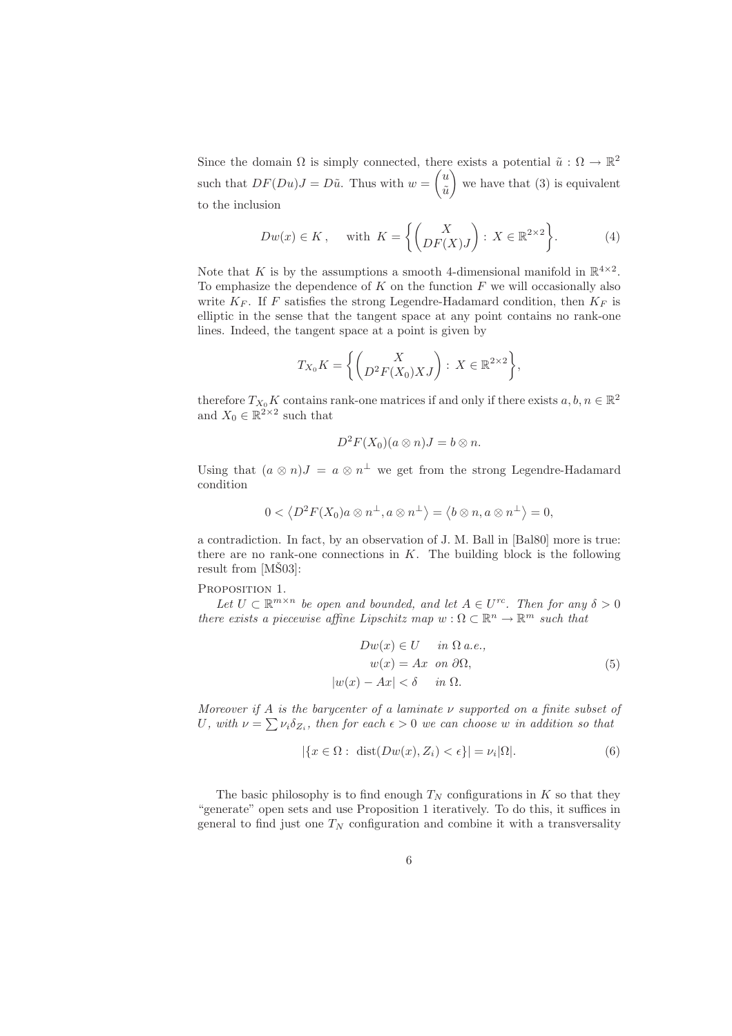Since the domain $\Omega$ is simply connected, there exists a potential $\tilde{u} : \Omega \to \mathbb{R}^2$ such that $DF(Du)J = D\tilde{u}$. Thus with $w = \begin{pmatrix} u \\ \tilde{u} \end{pmatrix}$ we have that (3) is equivalent to the inclusion

$$
Dw(x) \in K\,, \quad \text{with } K = \left\{ \begin{pmatrix} X \\ DF(X)J \end{pmatrix} : X \in \mathbb{R}^{2\times 2} \right\}. \tag{4}
$$

Note that $K$ is by the assumptions a smooth 4-dimensional manifold in $\mathbb{R}^{4\times 2}$. To emphasize the dependence of $K$ on the function $F$ we will occasionally also write $K_F$. If $F$ satisfies the strong Legendre-Hadamard condition, then $K_F$ is elliptic in the sense that the tangent space at any point contains no rank-one lines. Indeed, the tangent space at a point is given by

$$
T_{X_0}K = \left\{ \begin{pmatrix} X \\ D^2F(X_0)XJ \end{pmatrix} : X \in \mathbb{R}^{2\times 2} \right\},
$$

therefore $T_{X_0}K$ contains rank-one matrices if and only if there exists $a, b, n \in \mathbb{R}^2$ and $X_0 \in \mathbb{R}^{2\times 2}$ such that

$$
D^2F(X_0)(a \otimes n)J = b \otimes n.
$$

Using that $(a \otimes n)J = a \otimes n^{\perp}$ we get from the strong Legendre-Hadamard condition

$$
0 < \left\langle D^2F(X_0)a \otimes n^{\perp}, a \otimes n^{\perp} \right\rangle = \left\langle b \otimes n, a \otimes n^{\perp} \right\rangle = 0,
$$

a contradiction. In fact, by an observation of J. M. Ball in [Bal80] more is true: there are no rank-one connections in $K$. The building block is the following result from [MŠ03]:

Proposition 1.

*Let $U \subset \mathbb{R}^{m\times n}$ be open and bounded, and let $A \in U^{rc}$. Then for any $\delta > 0$ there exists a piecewise affine Lipschitz map $w : \Omega \subset \mathbb{R}^n \to \mathbb{R}^m$ such that*

$$
\begin{aligned}
Dw(x) &\in U \quad \text{in } \Omega \text{ a.e.}, \\
w(x) &= Ax \quad \text{on } \partial\Omega, \\
|w(x) - Ax| &< \delta \quad \text{in } \Omega.
\end{aligned} \tag{5}
$$

*Moreover if $A$ is the barycenter of a laminate $\nu$ supported on a finite subset of $U$, with $\nu = \sum \nu_i \delta_{Z_i}$, then for each $\epsilon > 0$ we can choose $w$ in addition so that*

$$
|\{x \in \Omega : \operatorname{dist}(Dw(x), Z_i) < \epsilon\}| = \nu_i |\Omega|. \tag{6}
$$

The basic philosophy is to find enough $T_N$ configurations in $K$ so that they "generate" open sets and use Proposition 1 iteratively. To do this, it suffices in general to find just one $T_N$ configuration and combine it with a transversality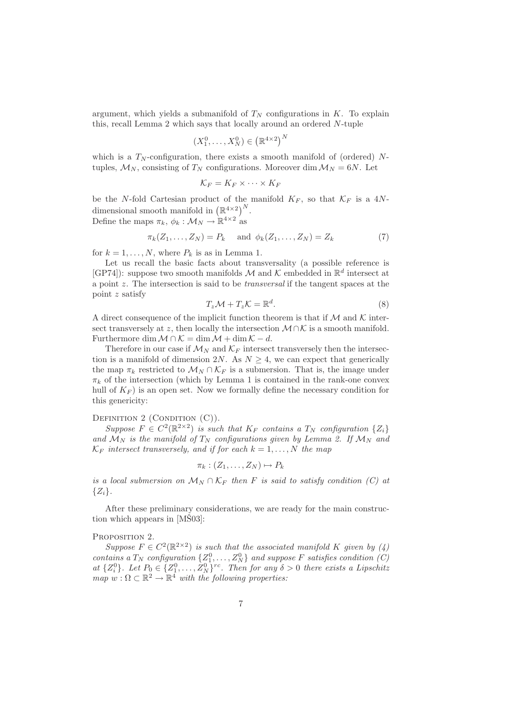argument, which yields a submanifold of $T_N$ configurations in $K$. To explain this, recall Lemma 2 which says that locally around an ordered $N$-tuple

$$(X_1^0, \ldots, X_N^0) \in \left(\mathbb{R}^{4\times 2}\right)^N$$

which is a $T_N$-configuration, there exists a smooth manifold of (ordered) $N$-tuples, $\mathcal{M}_N$, consisting of $T_N$ configurations. Moreover $\dim \mathcal{M}_N = 6N$. Let

$$\mathcal{K}_F = K_F \times \cdots \times K_F$$

be the $N$-fold Cartesian product of the manifold $K_F$, so that $\mathcal{K}_F$ is a $4N$-dimensional smooth manifold in $\left(\mathbb{R}^{4\times 2}\right)^N$.
Define the maps $\pi_k$, $\phi_k : \mathcal{M}_N \to \mathbb{R}^{4\times 2}$ as

$$\pi_k(Z_1, \ldots, Z_N) = P_k \quad \text{and} \quad \phi_k(Z_1, \ldots, Z_N) = Z_k \tag{7}$$

for $k = 1, \ldots, N$, where $P_k$ is as in Lemma 1.

Let us recall the basic facts about transversality (a possible reference is [GP74]): suppose two smooth manifolds $\mathcal{M}$ and $\mathcal{K}$ embedded in $\mathbb{R}^d$ intersect at a point $z$. The intersection is said to be *transversal* if the tangent spaces at the point $z$ satisfy

$$T_z\mathcal{M} + T_z\mathcal{K} = \mathbb{R}^d. \tag{8}$$

A direct consequence of the implicit function theorem is that if $\mathcal{M}$ and $\mathcal{K}$ intersect transversely at $z$, then locally the intersection $\mathcal{M} \cap \mathcal{K}$ is a smooth manifold. Furthermore $\dim \mathcal{M} \cap \mathcal{K} = \dim \mathcal{M} + \dim \mathcal{K} - d$.

Therefore in our case if $\mathcal{M}_N$ and $\mathcal{K}_F$ intersect transversely then the intersection is a manifold of dimension $2N$. As $N \geq 4$, we can expect that generically the map $\pi_k$ restricted to $\mathcal{M}_N \cap \mathcal{K}_F$ is a submersion. That is, the image under $\pi_k$ of the intersection (which by Lemma 1 is contained in the rank-one convex hull of $K_F$) is an open set. Now we formally define the necessary condition for this genericity:

Definition 2 (Condition (C)).
*Suppose $F \in C^2(\mathbb{R}^{2\times 2})$ is such that $K_F$ contains a $T_N$ configuration $\{Z_i\}$ and $\mathcal{M}_N$ is the manifold of $T_N$ configurations given by Lemma 2. If $\mathcal{M}_N$ and $\mathcal{K}_F$ intersect transversely, and if for each $k = 1, \ldots, N$ the map*

$$\pi_k : (Z_1, \ldots, Z_N) \mapsto P_k$$

*is a local submersion on $\mathcal{M}_N \cap \mathcal{K}_F$ then $F$ is said to satisfy condition (C) at $\{Z_i\}$.*

After these preliminary considerations, we are ready for the main construction which appears in [MŠ03]:

Proposition 2.
*Suppose $F \in C^2(\mathbb{R}^{2\times 2})$ is such that the associated manifold $K$ given by (4) contains a $T_N$ configuration $\{Z_1^0, \ldots, Z_N^0\}$ and suppose $F$ satisfies condition (C) at $\{Z_i^0\}$. Let $P_0 \in \{Z_1^0, \ldots, Z_N^0\}^{rc}$. Then for any $\delta > 0$ there exists a Lipschitz map $w : \Omega \subset \mathbb{R}^2 \to \mathbb{R}^4$ with the following properties:*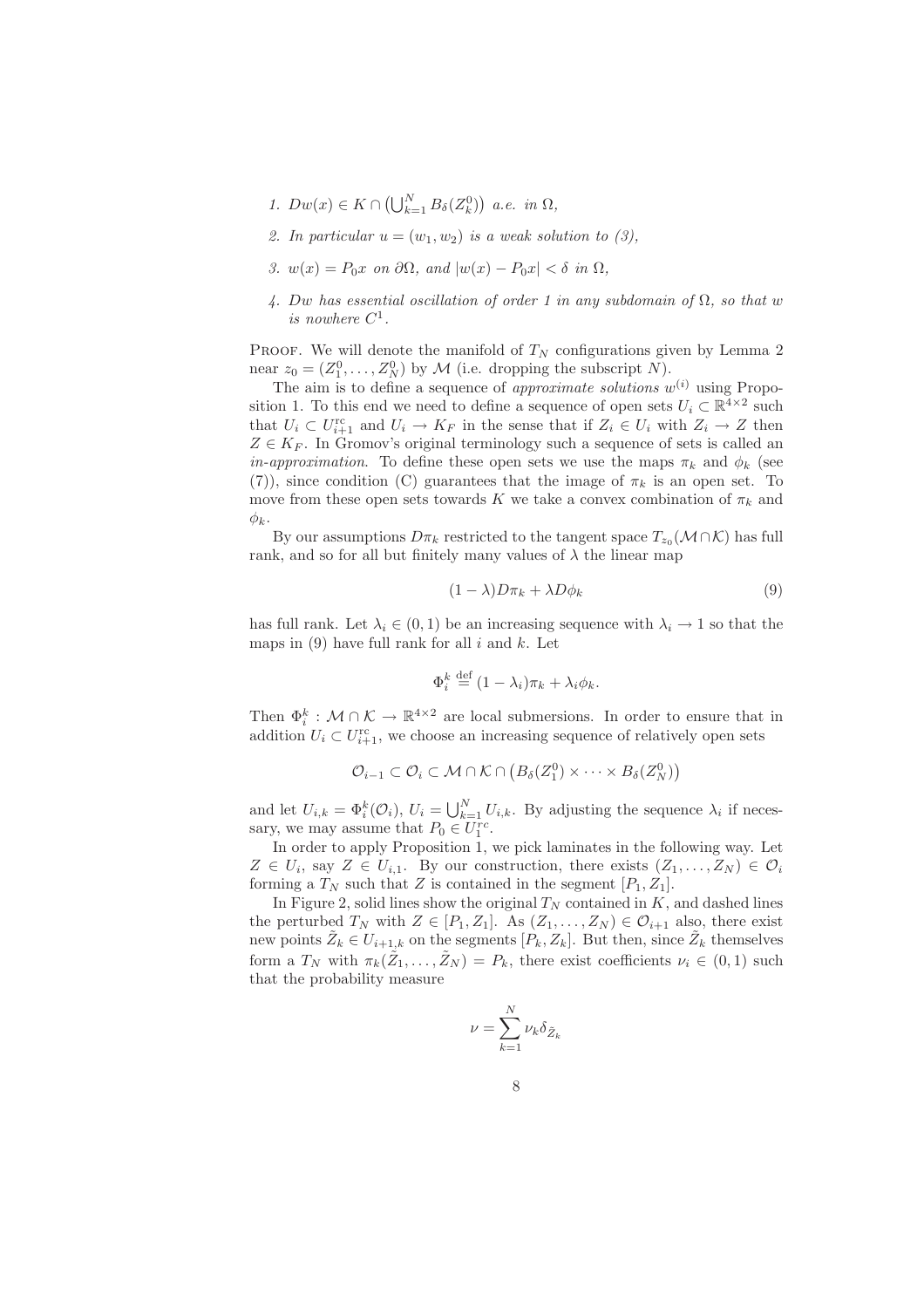1. $Dw(x) \in K \cap \left(\bigcup_{k=1}^N B_\delta(Z_k^0)\right)$ *a.e. in* $\Omega$,
2. *In particular* $u = (w_1, w_2)$ *is a weak solution to (3),*
3. $w(x) = P_0 x$ *on* $\partial\Omega$*, and* $|w(x) - P_0 x| < \delta$ *in* $\Omega$,
4. $Dw$ *has essential oscillation of order 1 in any subdomain of* $\Omega$*, so that* $w$ *is nowhere* $C^1$.

Proof. We will denote the manifold of $T_N$ configurations given by Lemma 2 near $z_0 = (Z_1^0, \dots, Z_N^0)$ by $\mathcal{M}$ (i.e. dropping the subscript $N$).

The aim is to define a sequence of *approximate solutions* $w^{(i)}$ using Proposition 1. To this end we need to define a sequence of open sets $U_i \subset \mathbb{R}^{4\times 2}$ such that $U_i \subset U_{i+1}^{\text{rc}}$ and $U_i \to K_F$ in the sense that if $Z_i \in U_i$ with $Z_i \to Z$ then $Z \in K_F$. In Gromov's original terminology such a sequence of sets is called an *in-approximation*. To define these open sets we use the maps $\pi_k$ and $\phi_k$ (see (7)), since condition (C) guarantees that the image of $\pi_k$ is an open set. To move from these open sets towards $K$ we take a convex combination of $\pi_k$ and $\phi_k$.

By our assumptions $D\pi_k$ restricted to the tangent space $T_{z_0}(\mathcal{M}\cap\mathcal{K})$ has full rank, and so for all but finitely many values of $\lambda$ the linear map

$$(1-\lambda)D\pi_k + \lambda D\phi_k \tag{9}$$

has full rank. Let $\lambda_i \in (0,1)$ be an increasing sequence with $\lambda_i \to 1$ so that the maps in (9) have full rank for all $i$ and $k$. Let

$$\Phi_i^k \stackrel{\text{def}}{=} (1-\lambda_i)\pi_k + \lambda_i \phi_k.$$

Then $\Phi_i^k : \mathcal{M}\cap\mathcal{K} \to \mathbb{R}^{4\times 2}$ are local submersions. In order to ensure that in addition $U_i \subset U_{i+1}^{\text{rc}}$, we choose an increasing sequence of relatively open sets

$$\mathcal{O}_{i-1} \subset \mathcal{O}_i \subset \mathcal{M}\cap\mathcal{K}\cap\left(B_\delta(Z_1^0)\times\cdots\times B_\delta(Z_N^0)\right)$$

and let $U_{i,k} = \Phi_i^k(\mathcal{O}_i)$, $U_i = \bigcup_{k=1}^N U_{i,k}$. By adjusting the sequence $\lambda_i$ if necessary, we may assume that $P_0 \in U_1^{rc}$.

In order to apply Proposition 1, we pick laminates in the following way. Let $Z \in U_i$, say $Z \in U_{i,1}$. By our construction, there exists $(Z_1, \dots, Z_N) \in \mathcal{O}_i$ forming a $T_N$ such that $Z$ is contained in the segment $[P_1, Z_1]$.

In Figure 2, solid lines show the original $T_N$ contained in $K$, and dashed lines the perturbed $T_N$ with $Z \in [P_1, Z_1]$. As $(Z_1, \dots, Z_N) \in \mathcal{O}_{i+1}$ also, there exist new points $\tilde{Z}_k \in U_{i+1,k}$ on the segments $[P_k, Z_k]$. But then, since $\tilde{Z}_k$ themselves form a $T_N$ with $\pi_k(\tilde{Z}_1, \dots, \tilde{Z}_N) = P_k$, there exist coefficients $\nu_i \in (0,1)$ such that the probability measure

$$\nu = \sum_{k=1}^N \nu_k \delta_{\tilde{Z}_k}$$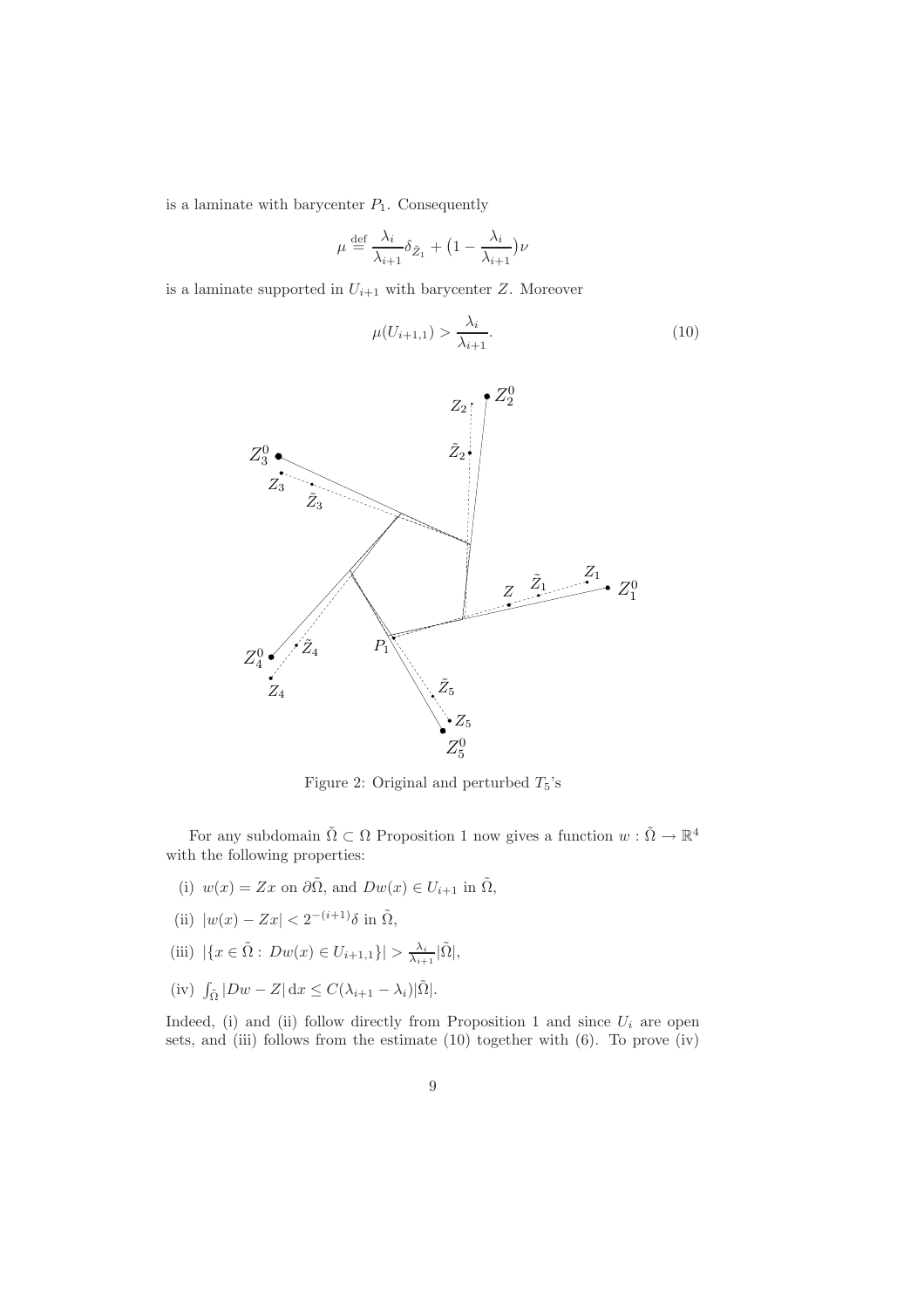is a laminate with barycenter $P_1$. Consequently

$$\mu \stackrel{\text{def}}{=} \frac{\lambda_i}{\lambda_{i+1}} \delta_{\tilde{Z}_1} + \big(1 - \frac{\lambda_i}{\lambda_{i+1}}\big) \nu$$

is a laminate supported in $U_{i+1}$ with barycenter $Z$. Moreover

$$\mu(U_{i+1,1}) > \frac{\lambda_i}{\lambda_{i+1}}. \tag{10}$$

Figure 2: Original and perturbed $T_5$'s

For any subdomain $\tilde{\Omega} \subset \Omega$ Proposition 1 now gives a function $w : \tilde{\Omega} \to \mathbb{R}^4$ with the following properties:

(i) $w(x) = Zx$ on $\partial\tilde{\Omega}$, and $Dw(x) \in U_{i+1}$ in $\tilde{\Omega}$,

(ii) $|w(x) - Zx| < 2^{-(i+1)}\delta$ in $\tilde{\Omega}$,

(iii) $|\{x \in \tilde{\Omega} : Dw(x) \in U_{i+1,1}\}| > \frac{\lambda_i}{\lambda_{i+1}} |\tilde{\Omega}|$,

(iv) $\int_{\tilde{\Omega}} |Dw - Z| \, \mathrm{d}x \le C(\lambda_{i+1} - \lambda_i)|\tilde{\Omega}|$.

Indeed, (i) and (ii) follow directly from Proposition 1 and since $U_i$ are open sets, and (iii) follows from the estimate (10) together with (6). To prove (iv)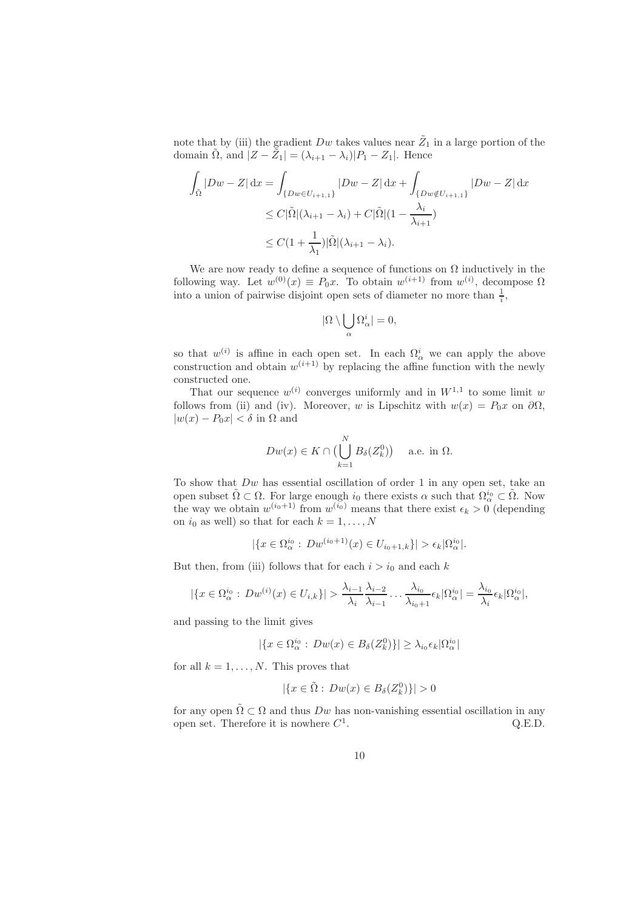note that by (iii) the gradient $Dw$ takes values near $\tilde{Z}_1$ in a large portion of the domain $\tilde{\Omega}$, and $|Z - \tilde{Z}_1| = (\lambda_{i+1} - \lambda_i)|P_1 - Z_1|$. Hence

$$
\begin{aligned}
\int_{\tilde{\Omega}} |Dw - Z| \,\mathrm{d}x &= \int_{\{Dw \in U_{i+1,1}\}} |Dw - Z| \,\mathrm{d}x + \int_{\{Dw \notin U_{i+1,1}\}} |Dw - Z| \,\mathrm{d}x \\
&\leq C|\tilde{\Omega}|(\lambda_{i+1} - \lambda_i) + C|\tilde{\Omega}|(1 - \frac{\lambda_i}{\lambda_{i+1}}) \\
&\leq C(1 + \frac{1}{\lambda_1})|\tilde{\Omega}|(\lambda_{i+1} - \lambda_i).
\end{aligned}
$$

We are now ready to define a sequence of functions on $\Omega$ inductively in the following way. Let $w^{(0)}(x) \equiv P_0 x$. To obtain $w^{(i+1)}$ from $w^{(i)}$, decompose $\Omega$ into a union of pairwise disjoint open sets of diameter no more than $\frac{1}{i}$,

$$
|\Omega \setminus \bigcup_\alpha \Omega^i_\alpha| = 0,
$$

so that $w^{(i)}$ is affine in each open set. In each $\Omega^i_\alpha$ we can apply the above construction and obtain $w^{(i+1)}$ by replacing the affine function with the newly constructed one.

That our sequence $w^{(i)}$ converges uniformly and in $W^{1,1}$ to some limit $w$ follows from (ii) and (iv). Moreover, $w$ is Lipschitz with $w(x) = P_0 x$ on $\partial\Omega$, $|w(x) - P_0 x| < \delta$ in $\Omega$ and

$$
Dw(x) \in K \cap \big(\bigcup_{k=1}^N B_\delta(Z^0_k)\big) \quad \text{a.e. in } \Omega.
$$

To show that $Dw$ has essential oscillation of order 1 in any open set, take an open subset $\tilde{\Omega} \subset \Omega$. For large enough $i_0$ there exists $\alpha$ such that $\Omega^{i_0}_\alpha \subset \tilde{\Omega}$. Now the way we obtain $w^{(i_0+1)}$ from $w^{(i_0)}$ means that there exist $\epsilon_k > 0$ (depending on $i_0$ as well) so that for each $k = 1, \ldots, N$

$$
|\{x \in \Omega^{i_0}_\alpha : \, Dw^{(i_0+1)}(x) \in U_{i_0+1,k}\}| > \epsilon_k |\Omega^{i_0}_\alpha|.
$$

But then, from (iii) follows that for each $i > i_0$ and each $k$

$$
|\{x \in \Omega^{i_0}_\alpha : \, Dw^{(i)}(x) \in U_{i,k}\}| > \frac{\lambda_{i-1}}{\lambda_i} \frac{\lambda_{i-2}}{\lambda_{i-1}} \cdots \frac{\lambda_{i_0}}{\lambda_{i_0+1}} \epsilon_k |\Omega^{i_0}_\alpha| = \frac{\lambda_{i_0}}{\lambda_i} \epsilon_k |\Omega^{i_0}_\alpha|,
$$

and passing to the limit gives

$$
|\{x \in \Omega^{i_0}_\alpha : \, Dw(x) \in B_\delta(Z^0_k)\}| \geq \lambda_{i_0} \epsilon_k |\Omega^{i_0}_\alpha|
$$

for all $k = 1, \ldots, N$. This proves that

$$
|\{x \in \tilde{\Omega} : \, Dw(x) \in B_\delta(Z^0_k)\}| > 0
$$

for any open $\tilde{\Omega} \subset \Omega$ and thus $Dw$ has non-vanishing essential oscillation in any open set. Therefore it is nowhere $C^1$. Q.E.D.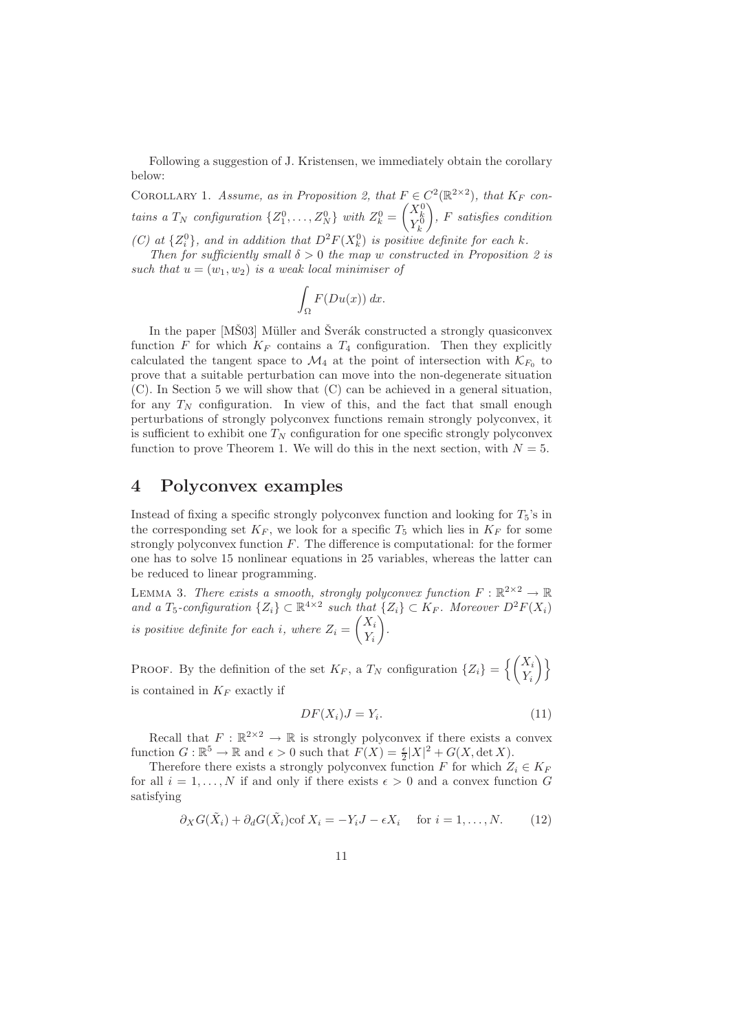Following a suggestion of J. Kristensen, we immediately obtain the corollary below:

Corollary 1. *Assume, as in Proposition 2, that $F \in C^2(\mathbb{R}^{2\times 2})$, that $K_F$ contains a $T_N$ configuration $\{Z_1^0, \dots, Z_N^0\}$ with $Z_k^0 = \begin{pmatrix} X_k^0 \\ Y_k^0 \end{pmatrix}$, $F$ satisfies condition (C) at $\{Z_i^0\}$, and in addition that $D^2F(X_k^0)$ is positive definite for each $k$.*

*Then for sufficiently small $\delta > 0$ the map $w$ constructed in Proposition 2 is such that $u = (w_1, w_2)$ is a weak local minimiser of*

$$\int_\Omega F(Du(x))\, dx.$$

In the paper [MŠ03] Müller and Šverák constructed a strongly quasiconvex function $F$ for which $K_F$ contains a $T_4$ configuration. Then they explicitly calculated the tangent space to $\mathcal{M}_4$ at the point of intersection with $\mathcal{K}_{F_0}$ to prove that a suitable perturbation can move into the non-degenerate situation (C). In Section 5 we will show that (C) can be achieved in a general situation, for any $T_N$ configuration. In view of this, and the fact that small enough perturbations of strongly polyconvex functions remain strongly polyconvex, it is sufficient to exhibit one $T_N$ configuration for one specific strongly polyconvex function to prove Theorem 1. We will do this in the next section, with $N = 5$.

# 4 Polyconvex examples

Instead of fixing a specific strongly polyconvex function and looking for $T_5$'s in the corresponding set $K_F$, we look for a specific $T_5$ which lies in $K_F$ for some strongly polyconvex function $F$. The difference is computational: for the former one has to solve 15 nonlinear equations in 25 variables, whereas the latter can be reduced to linear programming.

Lemma 3. *There exists a smooth, strongly polyconvex function $F : \mathbb{R}^{2\times 2} \to \mathbb{R}$ and a $T_5$-configuration $\{Z_i\} \subset \mathbb{R}^{4\times 2}$ such that $\{Z_i\} \subset K_F$. Moreover $D^2F(X_i)$ is positive definite for each $i$, where $Z_i = \begin{pmatrix} X_i \\ Y_i \end{pmatrix}$.*

Proof. By the definition of the set $K_F$, a $T_N$ configuration $\{Z_i\} = \left\{ \begin{pmatrix} X_i \\ Y_i \end{pmatrix} \right\}$ is contained in $K_F$ exactly if

$$DF(X_i)J = Y_i. \tag{11}$$

Recall that $F : \mathbb{R}^{2\times 2} \to \mathbb{R}$ is strongly polyconvex if there exists a convex function $G : \mathbb{R}^5 \to \mathbb{R}$ and $\epsilon > 0$ such that $F(X) = \frac{\epsilon}{2}|X|^2 + G(X, \det X)$.

Therefore there exists a strongly polyconvex function $F$ for which $Z_i \in K_F$ for all $i = 1, \dots, N$ if and only if there exists $\epsilon > 0$ and a convex function $G$ satisfying

$$\partial_X G(\tilde{X}_i) + \partial_d G(\tilde{X}_i)\mathrm{cof}\, X_i = -Y_i J - \epsilon X_i \quad \text{for } i = 1, \dots, N. \tag{12}$$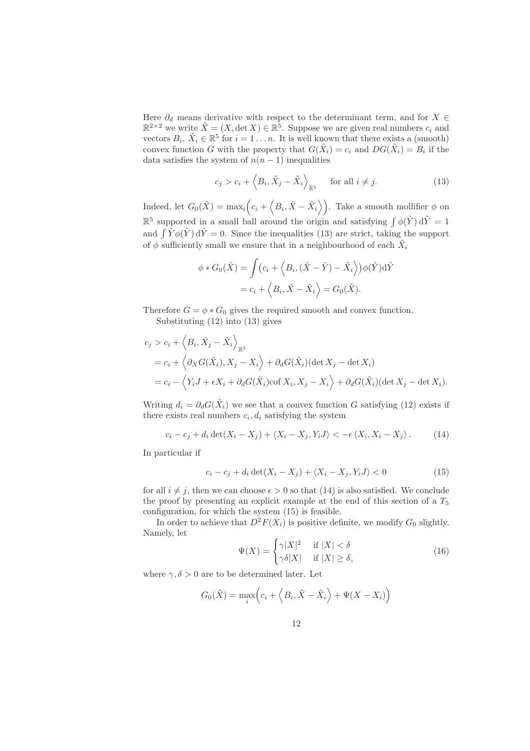Here $\partial_d$ means derivative with respect to the determinant term, and for $X \in \mathbb{R}^{2\times 2}$ we write $\tilde{X} = (X, \det X) \in \mathbb{R}^5$. Suppose we are given real numbers $c_i$ and vectors $B_i$, $\tilde{X}_i \in \mathbb{R}^5$ for $i = 1 \dots n$. It is well known that there exists a (smooth) convex function $G$ with the property that $G(\tilde{X}_i) = c_i$ and $DG(\tilde{X}_i) = B_i$ if the data satisfies the system of $n(n-1)$ inequalities

$$c_j > c_i + \left\langle B_i, \tilde{X}_j - \tilde{X}_i \right\rangle_{\mathbb{R}^5} \qquad \text{for all } i \neq j. \tag{13}$$

Indeed, let $G_0(\tilde{X}) = \max_i \Big( c_i + \left\langle B_i, \tilde{X} - \tilde{X}_i \right\rangle \Big)$. Take a smooth mollifier $\phi$ on $\mathbb{R}^5$ supported in a small ball around the origin and satisfying $\int \phi(\tilde{Y})\, \mathrm{d}\tilde{Y} = 1$ and $\int \tilde{Y}\phi(\tilde{Y})\, \mathrm{d}\tilde{Y} = 0$. Since the inequalities (13) are strict, taking the support of $\phi$ sufficiently small we ensure that in a neighbourhood of each $\tilde{X}_i$

$$\begin{aligned}
\phi * G_0(\tilde{X}) &= \int \big( c_i + \left\langle B_i, (\tilde{X} - \tilde{Y}) - \tilde{X}_i \right\rangle \big) \phi(\tilde{Y}) \mathrm{d}\tilde{Y} \\
&= c_i + \left\langle B_i, \tilde{X} - \tilde{X}_i \right\rangle = G_0(\tilde{X}).
\end{aligned}$$

Therefore $G = \phi * G_0$ gives the required smooth and convex function.

Substituting (12) into (13) gives

$$\begin{aligned}
c_j &> c_i + \left\langle B_i, \tilde{X}_j - \tilde{X}_i \right\rangle_{\mathbb{R}^5} \\
&= c_i + \left\langle \partial_X G(\tilde{X}_i), X_j - X_i \right\rangle + \partial_d G(\tilde{X}_i)(\det X_j - \det X_i) \\
&= c_i - \left\langle Y_i J + \epsilon X_i + \partial_d G(\tilde{X}_i) \mathrm{cof}\, X_i, X_j - X_i \right\rangle + \partial_d G(\tilde{X}_i)(\det X_j - \det X_i).
\end{aligned}$$

Writing $d_i = \partial_d G(\tilde{X}_i)$ we see that a convex function $G$ satisfying (12) exists if there exists real numbers $c_i, d_i$ satisfying the system

$$c_i - c_j + d_i \det(X_i - X_j) + \langle X_i - X_j, Y_i J \rangle < -\epsilon \langle X_i, X_i - X_j \rangle. \tag{14}$$

In particular if

$$c_i - c_j + d_i \det(X_i - X_j) + \langle X_i - X_j, Y_i J \rangle < 0 \tag{15}$$

for all $i \neq j$, then we can choose $\epsilon > 0$ so that (14) is also satisfied. We conclude the proof by presenting an explicit example at the end of this section of a $T_5$ configuration, for which the system (15) is feasible.

In order to achieve that $D^2 F(X_i)$ is positive definite, we modify $G_0$ slightly. Namely, let

$$\Psi(X) = \begin{cases} \gamma |X|^2 & \text{if } |X| < \delta \\ \gamma\delta |X| & \text{if } |X| \geq \delta, \end{cases} \tag{16}$$

where $\gamma, \delta > 0$ are to be determined later. Let

$$G_0(\tilde{X}) = \max_i \Big( c_i + \left\langle B_i, \tilde{X} - \tilde{X}_i \right\rangle + \Psi(X - X_i) \Big)$$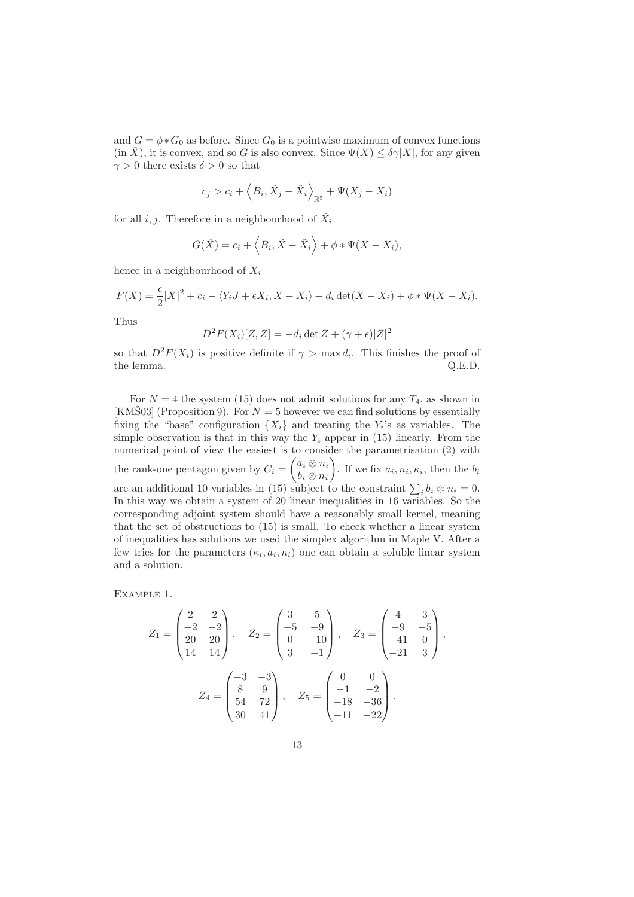and $G = \phi * G_0$ as before. Since $G_0$ is a pointwise maximum of convex functions (in $\tilde{X}$), it is convex, and so $G$ is also convex. Since $\Psi(X) \leq \delta\gamma|X|$, for any given $\gamma > 0$ there exists $\delta > 0$ so that

$$c_j > c_i + \left\langle B_i, \tilde{X}_j - \tilde{X}_i \right\rangle_{\mathbb{R}^5} + \Psi(X_j - X_i)$$

for all $i, j$. Therefore in a neighbourhood of $\tilde{X}_i$

$$G(\tilde{X}) = c_i + \left\langle B_i, \tilde{X} - \tilde{X}_i \right\rangle + \phi * \Psi(X - X_i),$$

hence in a neighbourhood of $X_i$

$$F(X) = \frac{\epsilon}{2}|X|^2 + c_i - \langle Y_i J + \epsilon X_i, X - X_i \rangle + d_i \det(X - X_i) + \phi * \Psi(X - X_i).$$

Thus

$$D^2F(X_i)[Z, Z] = -d_i \det Z + (\gamma + \epsilon)|Z|^2$$

so that $D^2F(X_i)$ is positive definite if $\gamma > \max d_i$. This finishes the proof of the lemma. Q.E.D.

For $N = 4$ the system (15) does not admit solutions for any $T_4$, as shown in [KMŠ03] (Proposition 9). For $N = 5$ however we can find solutions by essentially fixing the "base" configuration $\{X_i\}$ and treating the $Y_i$'s as variables. The simple observation is that in this way the $Y_i$ appear in (15) linearly. From the numerical point of view the easiest is to consider the parametrisation (2) with the rank-one pentagon given by $C_i = \begin{pmatrix} a_i \otimes n_i \\ b_i \otimes n_i \end{pmatrix}$. If we fix $a_i, n_i, \kappa_i$, then the $b_i$ are an additional 10 variables in (15) subject to the constraint $\sum_i b_i \otimes n_i = 0$. In this way we obtain a system of 20 linear inequalities in 16 variables. So the corresponding adjoint system should have a reasonably small kernel, meaning that the set of obstructions to (15) is small. To check whether a linear system of inequalities has solutions we used the simplex algorithm in Maple V. After a few tries for the parameters $(\kappa_i, a_i, n_i)$ one can obtain a soluble linear system and a solution.

Example 1.

$$Z_1 = \begin{pmatrix} 2 & 2 \\ -2 & -2 \\ 20 & 20 \\ 14 & 14 \end{pmatrix}, \quad Z_2 = \begin{pmatrix} 3 & 5 \\ -5 & -9 \\ 0 & -10 \\ 3 & -1 \end{pmatrix}, \quad Z_3 = \begin{pmatrix} 4 & 3 \\ -9 & -5 \\ -41 & 0 \\ -21 & 3 \end{pmatrix},$$

$$Z_4 = \begin{pmatrix} -3 & -3 \\ 8 & 9 \\ 54 & 72 \\ 30 & 41 \end{pmatrix}, \quad Z_5 = \begin{pmatrix} 0 & 0 \\ -1 & -2 \\ -18 & -36 \\ -11 & -22 \end{pmatrix}.$$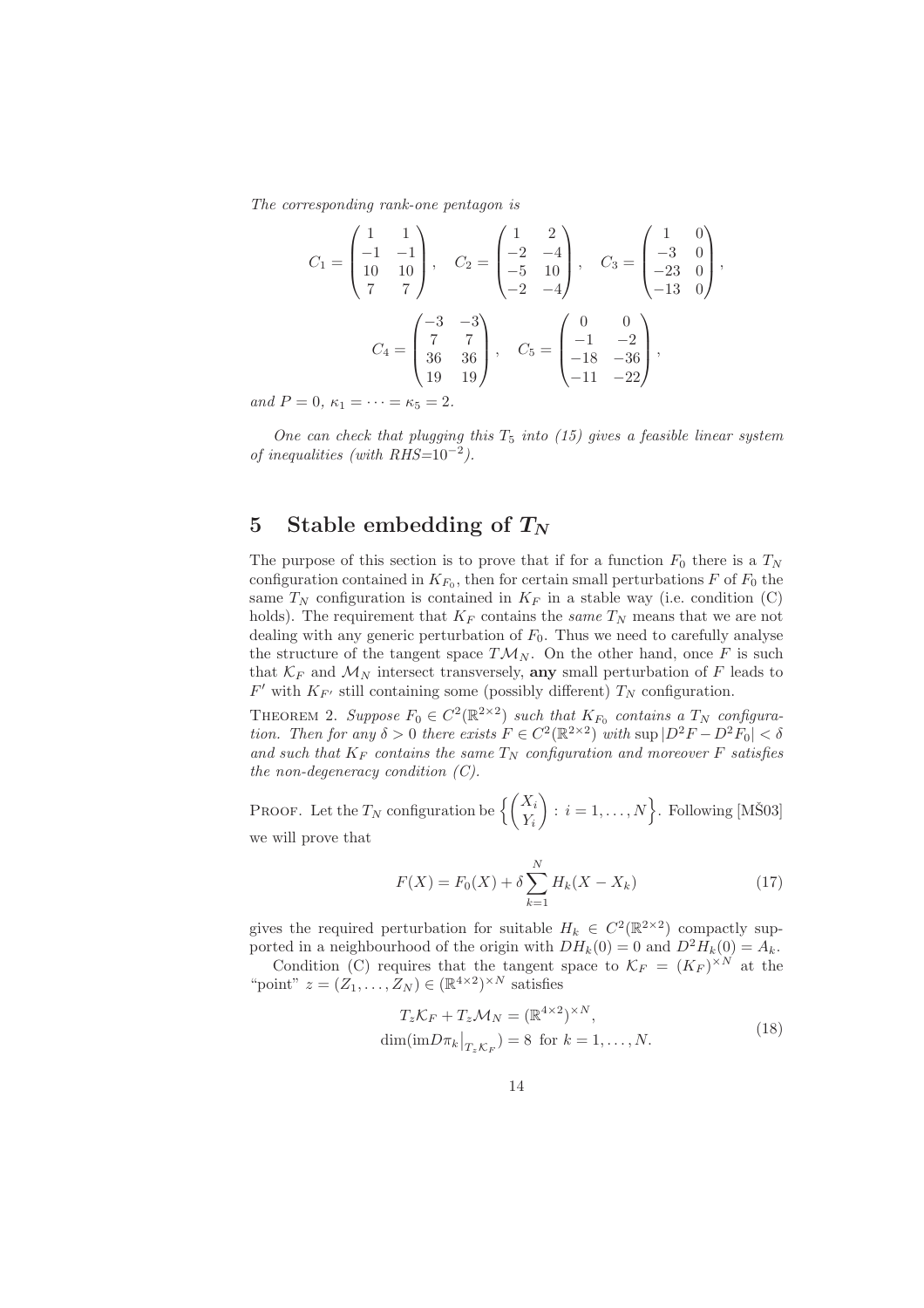*The corresponding rank-one pentagon is*

$$C_1 = \begin{pmatrix} 1 & 1 \\ -1 & -1 \\ 10 & 10 \\ 7 & 7 \end{pmatrix}, \quad C_2 = \begin{pmatrix} 1 & 2 \\ -2 & -4 \\ -5 & 10 \\ -2 & -4 \end{pmatrix}, \quad C_3 = \begin{pmatrix} 1 & 0 \\ -3 & 0 \\ -23 & 0 \\ -13 & 0 \end{pmatrix},$$

$$C_4 = \begin{pmatrix} -3 & -3 \\ 7 & 7 \\ 36 & 36 \\ 19 & 19 \end{pmatrix}, \quad C_5 = \begin{pmatrix} 0 & 0 \\ -1 & -2 \\ -18 & -36 \\ -11 & -22 \end{pmatrix},$$

*and* $P = 0$, $\kappa_1 = \cdots = \kappa_5 = 2$.

*One can check that plugging this* $T_5$ *into (15) gives a feasible linear system of inequalities (with RHS=*$10^{-2}$*).*

## 5 Stable embedding of $T_N$

The purpose of this section is to prove that if for a function $F_0$ there is a $T_N$ configuration contained in $K_{F_0}$, then for certain small perturbations $F$ of $F_0$ the same $T_N$ configuration is contained in $K_F$ in a stable way (i.e. condition (C) holds). The requirement that $K_F$ contains the *same* $T_N$ means that we are not dealing with any generic perturbation of $F_0$. Thus we need to carefully analyse the structure of the tangent space $T\mathcal{M}_N$. On the other hand, once $F$ is such that $\mathcal{K}_F$ and $\mathcal{M}_N$ intersect transversely, **any** small perturbation of $F$ leads to $F'$ with $K_{F'}$ still containing some (possibly different) $T_N$ configuration.

THEOREM 2. *Suppose* $F_0 \in C^2(\mathbb{R}^{2\times 2})$ *such that* $K_{F_0}$ *contains a* $T_N$ *configuration. Then for any* $\delta > 0$ *there exists* $F \in C^2(\mathbb{R}^{2\times 2})$ *with* $\sup |D^2F - D^2F_0| < \delta$ *and such that* $K_F$ *contains the same* $T_N$ *configuration and moreover* $F$ *satisfies the non-degeneracy condition (C).*

PROOF. Let the $T_N$ configuration be $\left\{ \begin{pmatrix} X_i \\ Y_i \end{pmatrix} : i = 1, \ldots, N \right\}$. Following [MŠ03] we will prove that

$$F(X) = F_0(X) + \delta \sum_{k=1}^{N} H_k(X - X_k) \tag{17}$$

gives the required perturbation for suitable $H_k \in C^2(\mathbb{R}^{2\times 2})$ compactly supported in a neighbourhood of the origin with $DH_k(0) = 0$ and $D^2H_k(0) = A_k$.

Condition (C) requires that the tangent space to $\mathcal{K}_F = (K_F)^{\times N}$ at the "point" $z = (Z_1, \ldots, Z_N) \in (\mathbb{R}^{4\times 2})^{\times N}$ satisfies

$$\begin{aligned} T_z\mathcal{K}_F + T_z\mathcal{M}_N &= (\mathbb{R}^{4\times 2})^{\times N}, \\ \dim(\mathrm{im} D\pi_k\big|_{T_z\mathcal{K}_F}) &= 8 \text{ for } k = 1, \ldots, N. \end{aligned} \tag{18}$$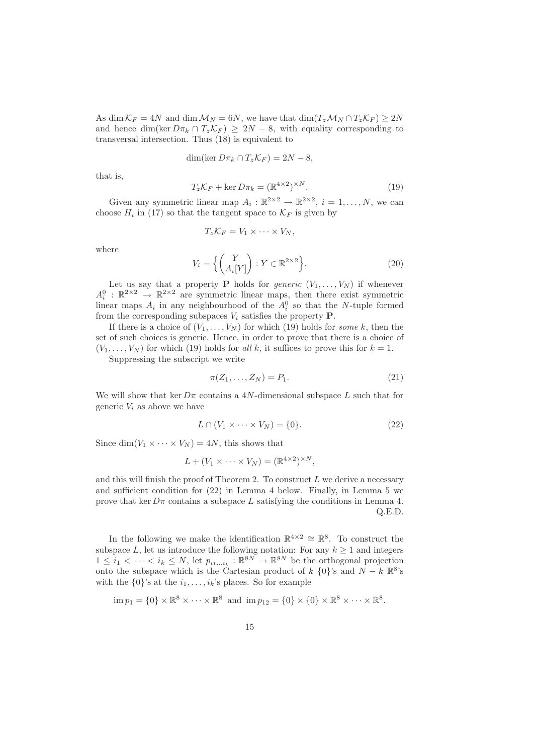As $\dim \mathcal{K}_F = 4N$ and $\dim \mathcal{M}_N = 6N$, we have that $\dim(T_z\mathcal{M}_N \cap T_z\mathcal{K}_F) \geq 2N$ and hence $\dim(\ker D\pi_k \cap T_z\mathcal{K}_F) \geq 2N - 8$, with equality corresponding to transversal intersection. Thus (18) is equivalent to

$$\dim(\ker D\pi_k \cap T_z\mathcal{K}_F) = 2N - 8,$$

that is,

$$T_z\mathcal{K}_F + \ker D\pi_k = (\mathbb{R}^{4\times 2})^{\times N}. \tag{19}$$

Given any symmetric linear map $A_i : \mathbb{R}^{2\times 2} \to \mathbb{R}^{2\times 2}$, $i = 1, \ldots, N$, we can choose $H_i$ in (17) so that the tangent space to $\mathcal{K}_F$ is given by

$$T_z\mathcal{K}_F = V_1 \times \cdots \times V_N,$$

where

$$V_i = \Big\{ \begin{pmatrix} Y \\ A_i[Y] \end{pmatrix} : Y \in \mathbb{R}^{2\times 2} \Big\}. \tag{20}$$

Let us say that a property $\mathbf{P}$ holds for *generic* $(V_1, \ldots, V_N)$ if whenever $A_i^0 : \mathbb{R}^{2\times 2} \to \mathbb{R}^{2\times 2}$ are symmetric linear maps, then there exist symmetric linear maps $A_i$ in any neighbourhood of the $A_i^0$ so that the $N$-tuple formed from the corresponding subspaces $V_i$ satisfies the property $\mathbf{P}$.

If there is a choice of $(V_1, \ldots, V_N)$ for which (19) holds for *some* $k$, then the set of such choices is generic. Hence, in order to prove that there is a choice of $(V_1, \ldots, V_N)$ for which (19) holds for *all* $k$, it suffices to prove this for $k = 1$.

Suppressing the subscript we write

$$\pi(Z_1, \ldots, Z_N) = P_1. \tag{21}$$

We will show that $\ker D\pi$ contains a $4N$-dimensional subspace $L$ such that for generic $V_i$ as above we have

$$L \cap (V_1 \times \cdots \times V_N) = \{0\}. \tag{22}$$

Since $\dim(V_1 \times \cdots \times V_N) = 4N$, this shows that

$$L + (V_1 \times \cdots \times V_N) = (\mathbb{R}^{4\times 2})^{\times N},$$

and this will finish the proof of Theorem 2. To construct $L$ we derive a necessary and sufficient condition for (22) in Lemma 4 below. Finally, in Lemma 5 we prove that $\ker D\pi$ contains a subspace $L$ satisfying the conditions in Lemma 4.
Q.E.D.

In the following we make the identification $\mathbb{R}^{4\times 2} \cong \mathbb{R}^8$. To construct the subspace $L$, let us introduce the following notation: For any $k \geq 1$ and integers $1 \leq i_1 < \cdots < i_k \leq N$, let $p_{i_1\ldots i_k} : \mathbb{R}^{8N} \to \mathbb{R}^{8N}$ be the orthogonal projection onto the subspace which is the Cartesian product of $k$ $\{0\}$'s and $N - k$ $\mathbb{R}^8$'s with the $\{0\}$'s at the $i_1, \ldots, i_k$'s places. So for example

$$\operatorname{im} p_1 = \{0\} \times \mathbb{R}^8 \times \cdots \times \mathbb{R}^8 \text{ and } \operatorname{im} p_{12} = \{0\} \times \{0\} \times \mathbb{R}^8 \times \cdots \times \mathbb{R}^8.$$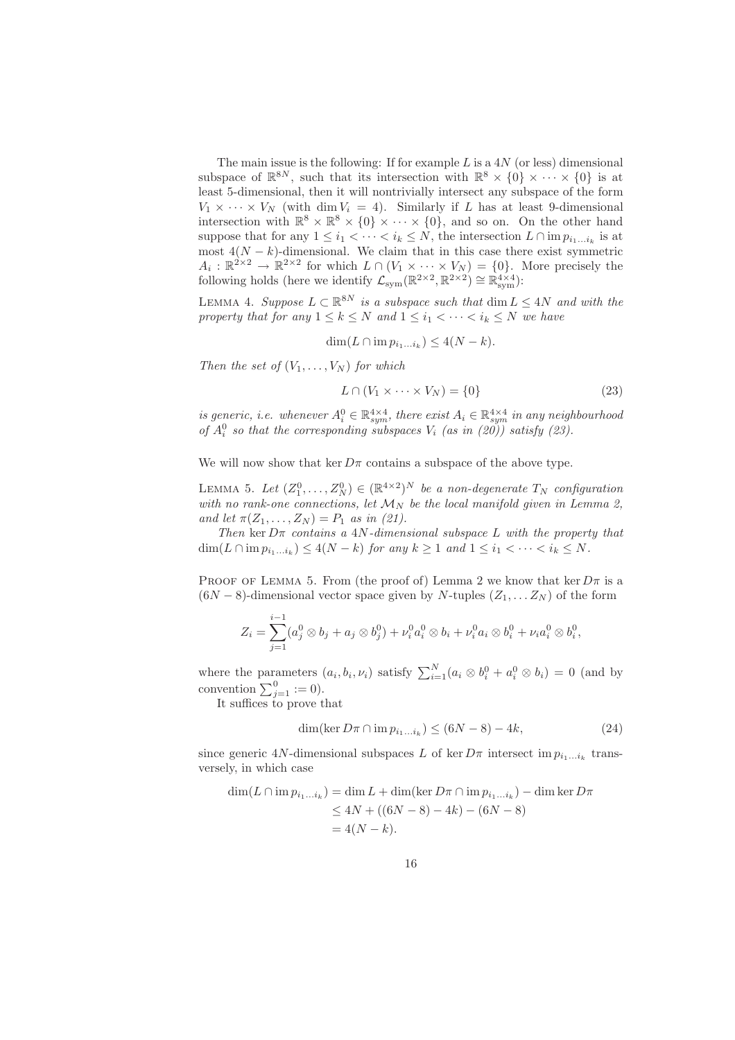The main issue is the following: If for example $L$ is a $4N$ (or less) dimensional subspace of $\mathbb{R}^{8N}$, such that its intersection with $\mathbb{R}^8 \times \{0\} \times \cdots \times \{0\}$ is at least 5-dimensional, then it will nontrivially intersect any subspace of the form $V_1 \times \cdots \times V_N$ (with $\dim V_i = 4$). Similarly if $L$ has at least 9-dimensional intersection with $\mathbb{R}^8 \times \mathbb{R}^8 \times \{0\} \times \cdots \times \{0\}$, and so on. On the other hand suppose that for any $1 \leq i_1 < \cdots < i_k \leq N$, the intersection $L \cap \operatorname{im} p_{i_1 \ldots i_k}$ is at most $4(N-k)$-dimensional. We claim that in this case there exist symmetric $A_i : \mathbb{R}^{2\times 2} \to \mathbb{R}^{2\times 2}$ for which $L \cap (V_1 \times \cdots \times V_N) = \{0\}$. More precisely the following holds (here we identify $\mathcal{L}_{\mathrm{sym}}(\mathbb{R}^{2\times 2}, \mathbb{R}^{2\times 2}) \cong \mathbb{R}^{4\times 4}_{\mathrm{sym}}$):

Lemma 4. *Suppose $L \subset \mathbb{R}^{8N}$ is a subspace such that $\dim L \leq 4N$ and with the property that for any $1 \leq k \leq N$ and $1 \leq i_1 < \cdots < i_k \leq N$ we have*

$$\dim(L \cap \operatorname{im} p_{i_1 \ldots i_k}) \leq 4(N-k).$$

*Then the set of $(V_1, \ldots, V_N)$ for which*

$$L \cap (V_1 \times \cdots \times V_N) = \{0\} \tag{23}$$

*is generic, i.e. whenever $A_i^0 \in \mathbb{R}^{4\times 4}_{sym}$, there exist $A_i \in \mathbb{R}^{4\times 4}_{sym}$ in any neighbourhood of $A_i^0$ so that the corresponding subspaces $V_i$ (as in (20)) satisfy (23).*

We will now show that $\ker D\pi$ contains a subspace of the above type.

Lemma 5. *Let $(Z_1^0, \ldots, Z_N^0) \in (\mathbb{R}^{4\times 2})^N$ be a non-degenerate $T_N$ configuration with no rank-one connections, let $\mathcal{M}_N$ be the local manifold given in Lemma 2, and let $\pi(Z_1, \ldots, Z_N) = P_1$ as in (21).*

*Then $\ker D\pi$ contains a $4N$-dimensional subspace $L$ with the property that $\dim(L \cap \operatorname{im} p_{i_1 \ldots i_k}) \leq 4(N-k)$ for any $k \geq 1$ and $1 \leq i_1 < \cdots < i_k \leq N$.*

Proof of Lemma 5. From (the proof of) Lemma 2 we know that $\ker D\pi$ is a $(6N-8)$-dimensional vector space given by $N$-tuples $(Z_1, \ldots Z_N)$ of the form

$$Z_i = \sum_{j=1}^{i-1} (a_j^0 \otimes b_j + a_j \otimes b_j^0) + \nu_i^0 a_i^0 \otimes b_i + \nu_i^0 a_i \otimes b_i^0 + \nu_i a_i^0 \otimes b_i^0,$$

where the parameters $(a_i, b_i, \nu_i)$ satisfy $\sum_{i=1}^N (a_i \otimes b_i^0 + a_i^0 \otimes b_i) = 0$ (and by convention $\sum_{j=1}^0 := 0$).

It suffices to prove that

$$\dim(\ker D\pi \cap \operatorname{im} p_{i_1 \ldots i_k}) \leq (6N-8) - 4k, \tag{24}$$

since generic $4N$-dimensional subspaces $L$ of $\ker D\pi$ intersect $\operatorname{im} p_{i_1 \ldots i_k}$ transversely, in which case

$$\begin{aligned}
\dim(L \cap \operatorname{im} p_{i_1 \ldots i_k}) &= \dim L + \dim(\ker D\pi \cap \operatorname{im} p_{i_1 \ldots i_k}) - \dim \ker D\pi \\
&\leq 4N + ((6N-8) - 4k) - (6N-8) \\
&= 4(N-k).
\end{aligned}$$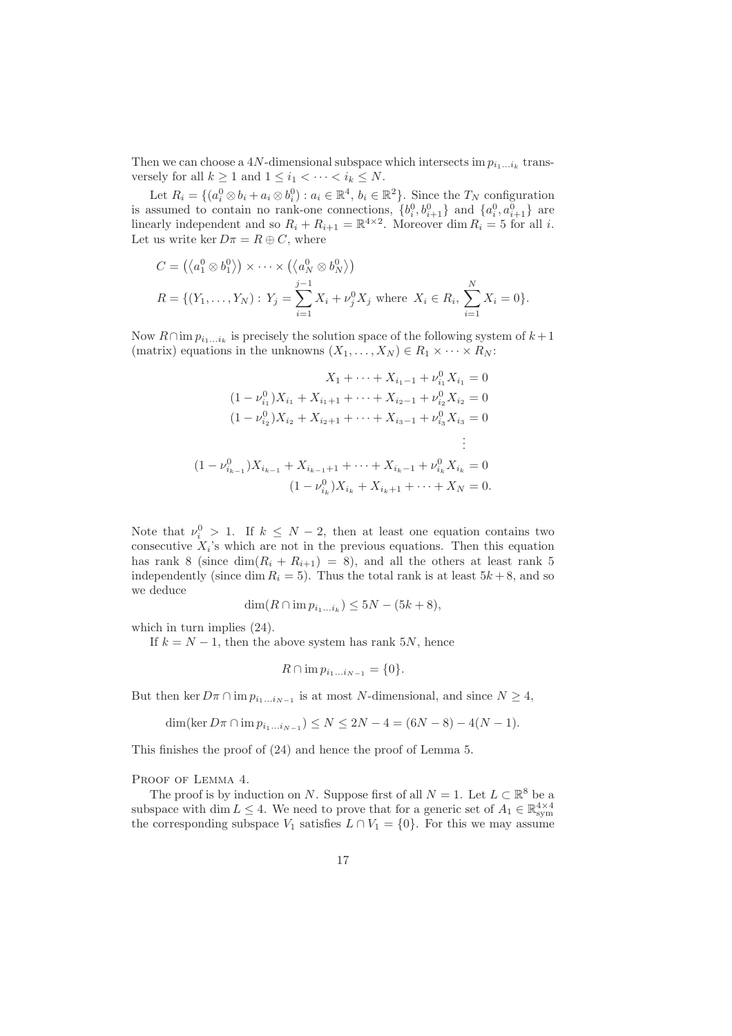Then we can choose a $4N$-dimensional subspace which intersects $\operatorname{im} p_{i_1\ldots i_k}$ transversely for all $k \geq 1$ and $1 \leq i_1 < \cdots < i_k \leq N$.

Let $R_i = \{(a_i^0 \otimes b_i + a_i \otimes b_i^0) : a_i \in \mathbb{R}^4,\ b_i \in \mathbb{R}^2\}$. Since the $T_N$ configuration is assumed to contain no rank-one connections, $\{b_i^0, b_{i+1}^0\}$ and $\{a_i^0, a_{i+1}^0\}$ are linearly independent and so $R_i + R_{i+1} = \mathbb{R}^{4\times 2}$. Moreover $\dim R_i = 5$ for all $i$. Let us write $\ker D\pi = R \oplus C$, where

$$
\begin{aligned}
C &= \left(\left\langle a_1^0 \otimes b_1^0 \right\rangle\right) \times \cdots \times \left(\left\langle a_N^0 \otimes b_N^0 \right\rangle\right) \\
R &= \{(Y_1, \ldots, Y_N) : Y_j = \sum_{i=1}^{j-1} X_i + \nu_j^0 X_j \text{ where } X_i \in R_i,\ \sum_{i=1}^{N} X_i = 0\}.
\end{aligned}
$$

Now $R \cap \operatorname{im} p_{i_1\ldots i_k}$ is precisely the solution space of the following system of $k+1$ (matrix) equations in the unknowns $(X_1, \ldots, X_N) \in R_1 \times \cdots \times R_N$:

$$
\begin{aligned}
X_1 + \cdots + X_{i_1 - 1} + \nu_{i_1}^0 X_{i_1} &= 0 \\
(1 - \nu_{i_1}^0) X_{i_1} + X_{i_1+1} + \cdots + X_{i_2 - 1} + \nu_{i_2}^0 X_{i_2} &= 0 \\
(1 - \nu_{i_2}^0) X_{i_2} + X_{i_2+1} + \cdots + X_{i_3 - 1} + \nu_{i_3}^0 X_{i_3} &= 0 \\
&\ \vdots \\
(1 - \nu_{i_{k-1}}^0) X_{i_{k-1}} + X_{i_{k-1}+1} + \cdots + X_{i_k - 1} + \nu_{i_k}^0 X_{i_k} &= 0 \\
(1 - \nu_{i_k}^0) X_{i_k} + X_{i_k+1} + \cdots + X_N &= 0.
\end{aligned}
$$

Note that $\nu_i^0 > 1$. If $k \leq N-2$, then at least one equation contains two consecutive $X_i$'s which are not in the previous equations. Then this equation has rank 8 (since $\dim(R_i + R_{i+1}) = 8$), and all the others at least rank 5 independently (since $\dim R_i = 5$). Thus the total rank is at least $5k + 8$, and so we deduce

$$
\dim(R \cap \operatorname{im} p_{i_1\ldots i_k}) \leq 5N - (5k + 8),
$$

which in turn implies (24).

If $k = N-1$, then the above system has rank $5N$, hence

$$
R \cap \operatorname{im} p_{i_1\ldots i_{N-1}} = \{0\}.
$$

But then $\ker D\pi \cap \operatorname{im} p_{i_1\ldots i_{N-1}}$ is at most $N$-dimensional, and since $N \geq 4$,

$$
\dim(\ker D\pi \cap \operatorname{im} p_{i_1\ldots i_{N-1}}) \leq N \leq 2N - 4 = (6N - 8) - 4(N - 1).
$$

This finishes the proof of (24) and hence the proof of Lemma 5.

PROOF OF LEMMA 4.

The proof is by induction on $N$. Suppose first of all $N = 1$. Let $L \subset \mathbb{R}^8$ be a subspace with $\dim L \leq 4$. We need to prove that for a generic set of $A_1 \in \mathbb{R}^{4\times 4}_{\text{sym}}$ the corresponding subspace $V_1$ satisfies $L \cap V_1 = \{0\}$. For this we may assume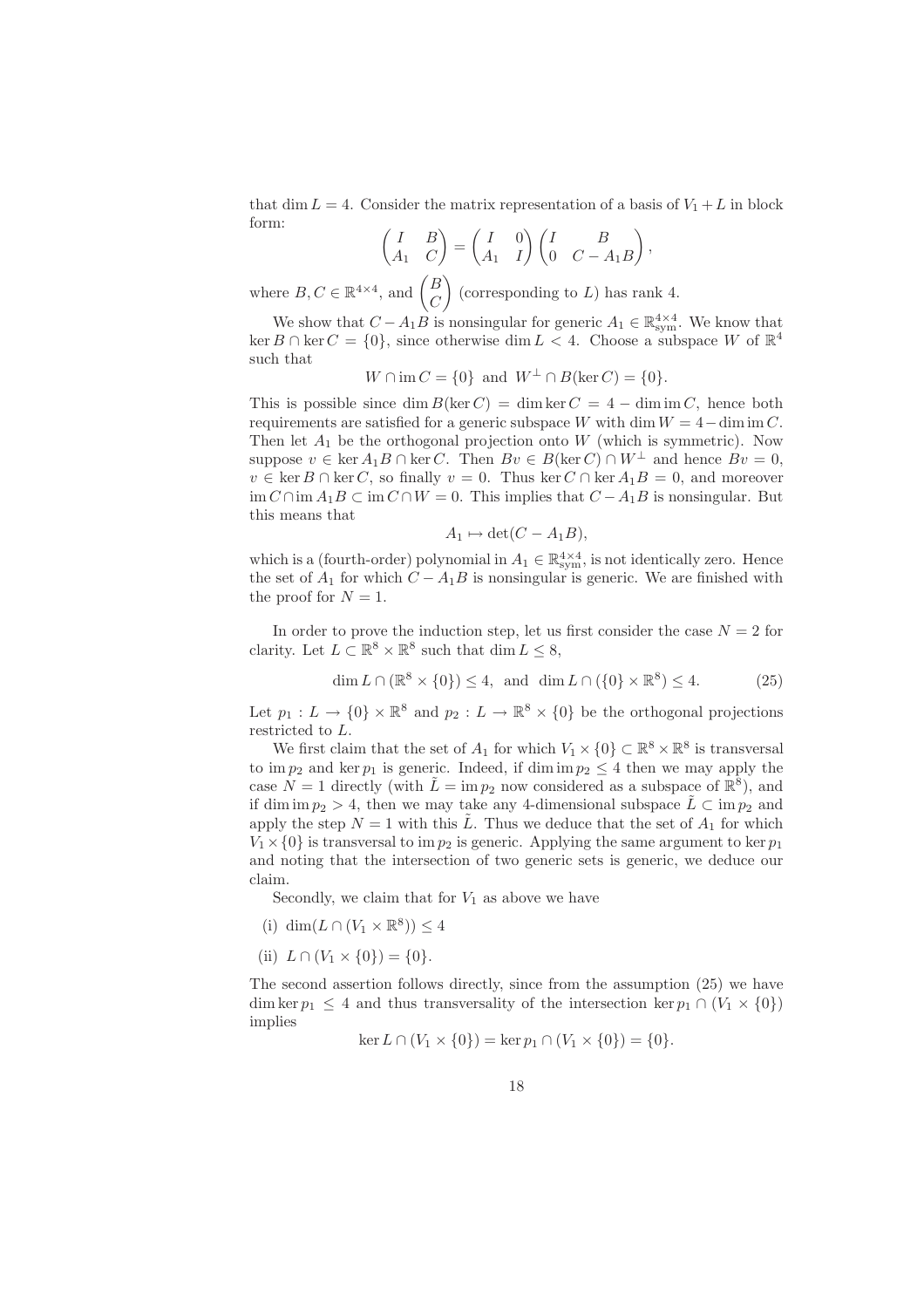that $\dim L = 4$. Consider the matrix representation of a basis of $V_1 + L$ in block form:

$$\begin{pmatrix} I & B \\ A_1 & C \end{pmatrix} = \begin{pmatrix} I & 0 \\ A_1 & I \end{pmatrix} \begin{pmatrix} I & B \\ 0 & C - A_1 B \end{pmatrix},$$

where $B, C \in \mathbb{R}^{4\times 4}$, and $\begin{pmatrix} B \\ C \end{pmatrix}$ (corresponding to $L$) has rank 4.

We show that $C - A_1 B$ is nonsingular for generic $A_1 \in \mathbb{R}^{4\times 4}_{\text{sym}}$. We know that $\ker B \cap \ker C = \{0\}$, since otherwise $\dim L < 4$. Choose a subspace $W$ of $\mathbb{R}^4$ such that

$$W \cap \operatorname{im} C = \{0\} \text{ and } W^\perp \cap B(\ker C) = \{0\}.$$

This is possible since $\dim B(\ker C) = \dim \ker C = 4 - \dim \operatorname{im} C$, hence both requirements are satisfied for a generic subspace $W$ with $\dim W = 4 - \dim \operatorname{im} C$. Then let $A_1$ be the orthogonal projection onto $W$ (which is symmetric). Now suppose $v \in \ker A_1 B \cap \ker C$. Then $Bv \in B(\ker C) \cap W^\perp$ and hence $Bv = 0$, $v \in \ker B \cap \ker C$, so finally $v = 0$. Thus $\ker C \cap \ker A_1 B = 0$, and moreover $\operatorname{im} C \cap \operatorname{im} A_1 B \subset \operatorname{im} C \cap W = 0$. This implies that $C - A_1 B$ is nonsingular. But this means that

$$A_1 \mapsto \det(C - A_1 B),$$

which is a (fourth-order) polynomial in $A_1 \in \mathbb{R}^{4\times 4}_{\text{sym}}$, is not identically zero. Hence the set of $A_1$ for which $C - A_1 B$ is nonsingular is generic. We are finished with the proof for $N = 1$.

In order to prove the induction step, let us first consider the case $N = 2$ for clarity. Let $L \subset \mathbb{R}^8 \times \mathbb{R}^8$ such that $\dim L \leq 8$,

$$\dim L \cap (\mathbb{R}^8 \times \{0\}) \leq 4, \text{ and } \dim L \cap (\{0\} \times \mathbb{R}^8) \leq 4. \tag{25}$$

Let $p_1 : L \to \{0\} \times \mathbb{R}^8$ and $p_2 : L \to \mathbb{R}^8 \times \{0\}$ be the orthogonal projections restricted to $L$.

We first claim that the set of $A_1$ for which $V_1 \times \{0\} \subset \mathbb{R}^8 \times \mathbb{R}^8$ is transversal to $\operatorname{im} p_2$ and $\ker p_1$ is generic. Indeed, if $\dim \operatorname{im} p_2 \leq 4$ then we may apply the case $N = 1$ directly (with $\tilde{L} = \operatorname{im} p_2$ now considered as a subspace of $\mathbb{R}^8$), and if $\dim \operatorname{im} p_2 > 4$, then we may take any 4-dimensional subspace $\tilde{L} \subset \operatorname{im} p_2$ and apply the step $N = 1$ with this $\tilde{L}$. Thus we deduce that the set of $A_1$ for which $V_1 \times \{0\}$ is transversal to $\operatorname{im} p_2$ is generic. Applying the same argument to $\ker p_1$ and noting that the intersection of two generic sets is generic, we deduce our claim.

Secondly, we claim that for $V_1$ as above we have

(i) $\dim(L \cap (V_1 \times \mathbb{R}^8)) \leq 4$

(ii) $L \cap (V_1 \times \{0\}) = \{0\}$.

The second assertion follows directly, since from the assumption (25) we have $\dim \ker p_1 \leq 4$ and thus transversality of the intersection $\ker p_1 \cap (V_1 \times \{0\})$ implies

$$\ker L \cap (V_1 \times \{0\}) = \ker p_1 \cap (V_1 \times \{0\}) = \{0\}.$$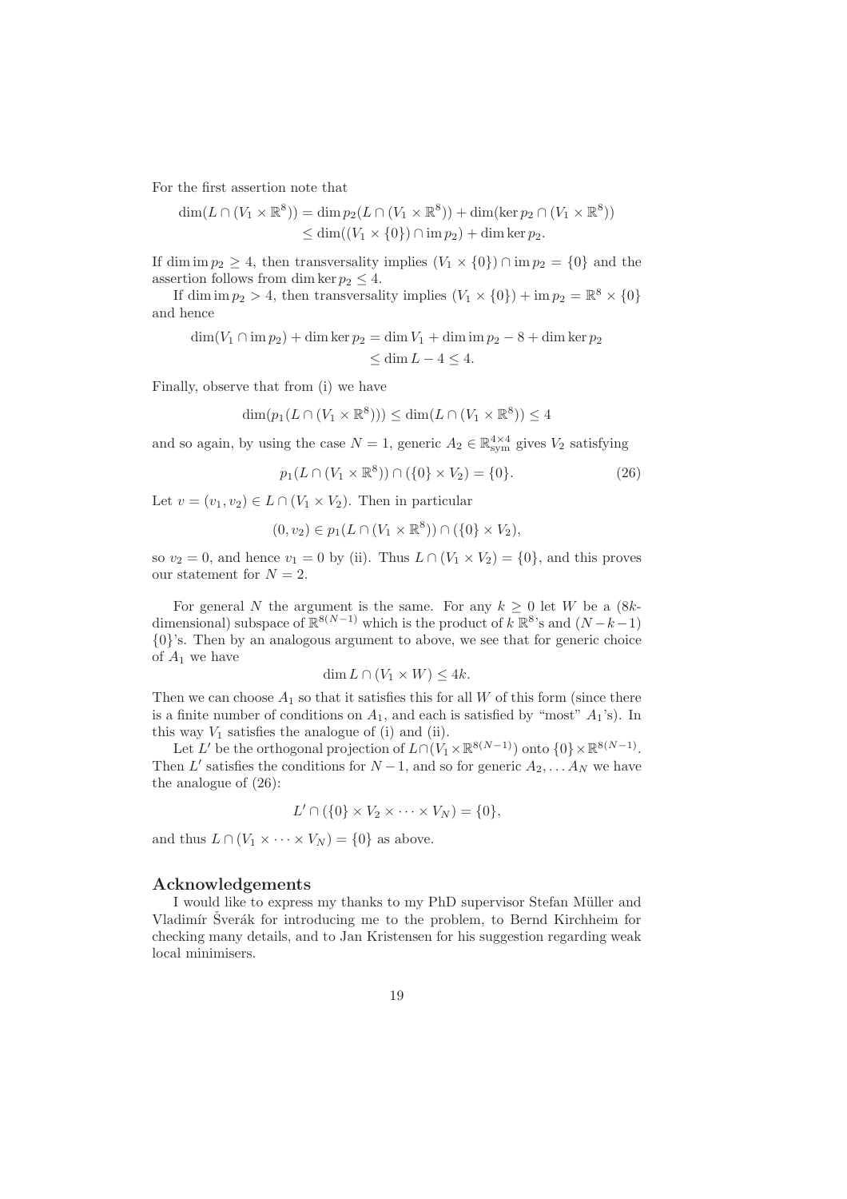For the first assertion note that

$$\begin{aligned}\dim(L \cap (V_1 \times \mathbb{R}^8)) &= \dim p_2(L \cap (V_1 \times \mathbb{R}^8)) + \dim(\ker p_2 \cap (V_1 \times \mathbb{R}^8)) \\ &\leq \dim((V_1 \times \{0\}) \cap \operatorname{im} p_2) + \dim \ker p_2.\end{aligned}$$

If $\dim \operatorname{im} p_2 \geq 4$, then transversality implies $(V_1 \times \{0\}) \cap \operatorname{im} p_2 = \{0\}$ and the assertion follows from $\dim \ker p_2 \leq 4$.

If $\dim \operatorname{im} p_2 > 4$, then transversality implies $(V_1 \times \{0\}) + \operatorname{im} p_2 = \mathbb{R}^8 \times \{0\}$ and hence

$$\begin{aligned}\dim(V_1 \cap \operatorname{im} p_2) + \dim \ker p_2 &= \dim V_1 + \dim \operatorname{im} p_2 - 8 + \dim \ker p_2 \\ &\leq \dim L - 4 \leq 4.\end{aligned}$$

Finally, observe that from (i) we have

$$\dim(p_1(L \cap (V_1 \times \mathbb{R}^8))) \leq \dim(L \cap (V_1 \times \mathbb{R}^8)) \leq 4$$

and so again, by using the case $N = 1$, generic $A_2 \in \mathbb{R}^{4\times 4}_{\mathrm{sym}}$ gives $V_2$ satisfying

$$p_1(L \cap (V_1 \times \mathbb{R}^8)) \cap (\{0\} \times V_2) = \{0\}. \tag{26}$$

Let $v = (v_1, v_2) \in L \cap (V_1 \times V_2)$. Then in particular

$$(0, v_2) \in p_1(L \cap (V_1 \times \mathbb{R}^8)) \cap (\{0\} \times V_2),$$

so $v_2 = 0$, and hence $v_1 = 0$ by (ii). Thus $L \cap (V_1 \times V_2) = \{0\}$, and this proves our statement for $N = 2$.

For general $N$ the argument is the same. For any $k \geq 0$ let $W$ be a ($8k$-dimensional) subspace of $\mathbb{R}^{8(N-1)}$ which is the product of $k$ $\mathbb{R}^8$'s and $(N-k-1)$ $\{0\}$'s. Then by an analogous argument to above, we see that for generic choice of $A_1$ we have

$$\dim L \cap (V_1 \times W) \leq 4k.$$

Then we can choose $A_1$ so that it satisfies this for all $W$ of this form (since there is a finite number of conditions on $A_1$, and each is satisfied by "most" $A_1$'s). In this way $V_1$ satisfies the analogue of (i) and (ii).

Let $L'$ be the orthogonal projection of $L \cap (V_1 \times \mathbb{R}^{8(N-1)})$ onto $\{0\} \times \mathbb{R}^{8(N-1)}$. Then $L'$ satisfies the conditions for $N-1$, and so for generic $A_2, \ldots A_N$ we have the analogue of (26):

$$L' \cap (\{0\} \times V_2 \times \cdots \times V_N) = \{0\},$$

and thus $L \cap (V_1 \times \cdots \times V_N) = \{0\}$ as above.

## Acknowledgements

I would like to express my thanks to my PhD supervisor Stefan Müller and Vladimír Šverák for introducing me to the problem, to Bernd Kirchheim for checking many details, and to Jan Kristensen for his suggestion regarding weak local minimisers.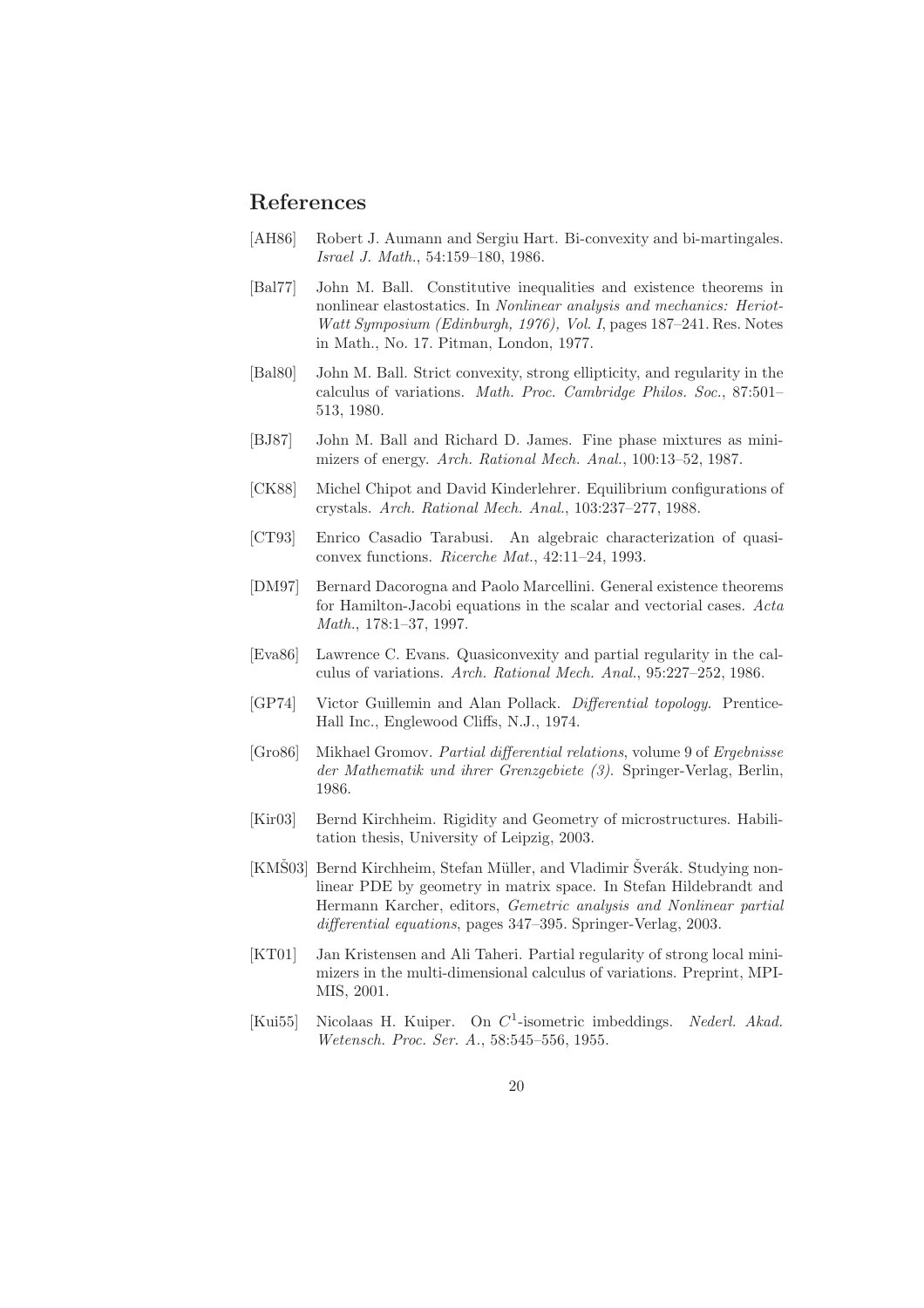## References

[AH86] Robert J. Aumann and Sergiu Hart. Bi-convexity and bi-martingales. *Israel J. Math.*, 54:159–180, 1986.

[Bal77] John M. Ball. Constitutive inequalities and existence theorems in nonlinear elastostatics. In *Nonlinear analysis and mechanics: Heriot-Watt Symposium (Edinburgh, 1976), Vol. I*, pages 187–241. Res. Notes in Math., No. 17. Pitman, London, 1977.

[Bal80] John M. Ball. Strict convexity, strong ellipticity, and regularity in the calculus of variations. *Math. Proc. Cambridge Philos. Soc.*, 87:501–513, 1980.

[BJ87] John M. Ball and Richard D. James. Fine phase mixtures as minimizers of energy. *Arch. Rational Mech. Anal.*, 100:13–52, 1987.

[CK88] Michel Chipot and David Kinderlehrer. Equilibrium configurations of crystals. *Arch. Rational Mech. Anal.*, 103:237–277, 1988.

[CT93] Enrico Casadio Tarabusi. An algebraic characterization of quasi-convex functions. *Ricerche Mat.*, 42:11–24, 1993.

[DM97] Bernard Dacorogna and Paolo Marcellini. General existence theorems for Hamilton-Jacobi equations in the scalar and vectorial cases. *Acta Math.*, 178:1–37, 1997.

[Eva86] Lawrence C. Evans. Quasiconvexity and partial regularity in the calculus of variations. *Arch. Rational Mech. Anal.*, 95:227–252, 1986.

[GP74] Victor Guillemin and Alan Pollack. *Differential topology*. Prentice-Hall Inc., Englewood Cliffs, N.J., 1974.

[Gro86] Mikhael Gromov. *Partial differential relations*, volume 9 of *Ergebnisse der Mathematik und ihrer Grenzgebiete (3)*. Springer-Verlag, Berlin, 1986.

[Kir03] Bernd Kirchheim. Rigidity and Geometry of microstructures. Habilitation thesis, University of Leipzig, 2003.

[KMŠ03] Bernd Kirchheim, Stefan Müller, and Vladimir Šverák. Studying nonlinear PDE by geometry in matrix space. In Stefan Hildebrandt and Hermann Karcher, editors, *Gemetric analysis and Nonlinear partial differential equations*, pages 347–395. Springer-Verlag, 2003.

[KT01] Jan Kristensen and Ali Taheri. Partial regularity of strong local minimizers in the multi-dimensional calculus of variations. Preprint, MPI-MIS, 2001.

[Kui55] Nicolaas H. Kuiper. On $C^1$-isometric imbeddings. *Nederl. Akad. Wetensch. Proc. Ser. A.*, 58:545–556, 1955.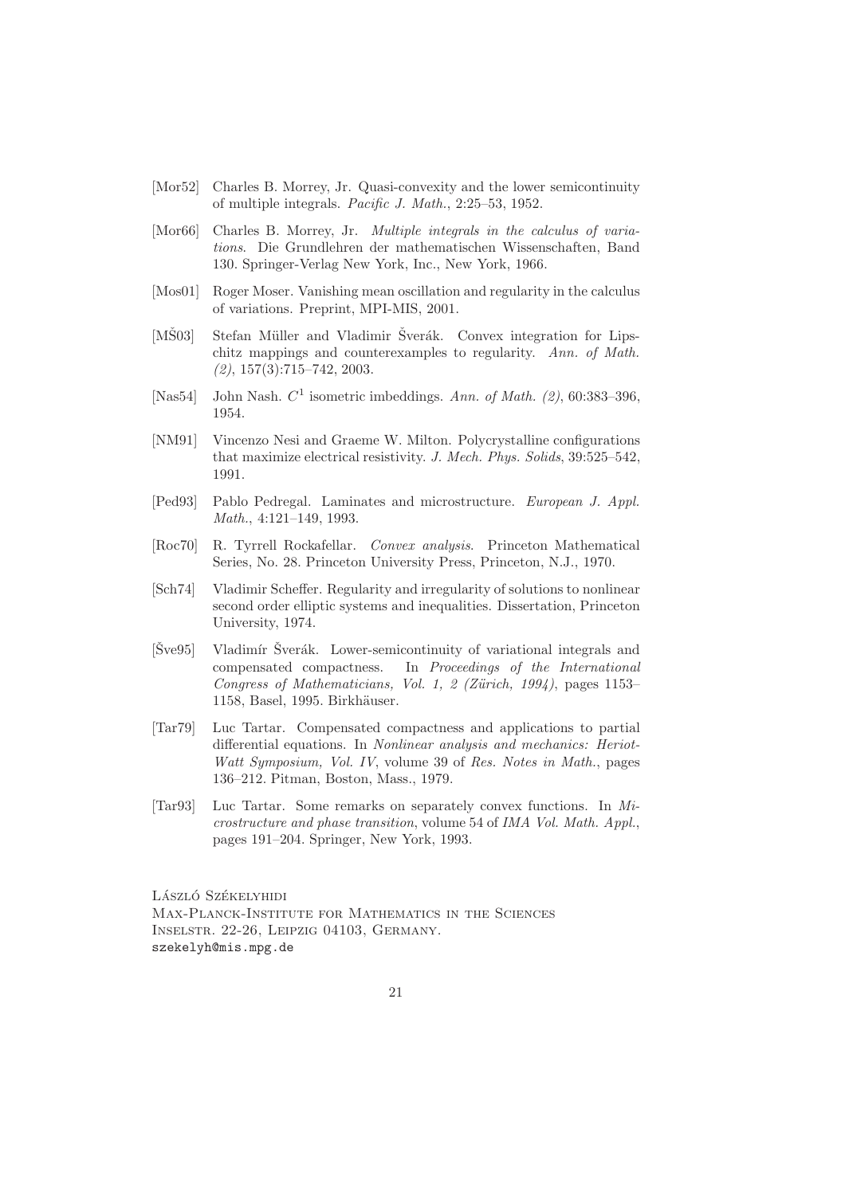[Mor52] Charles B. Morrey, Jr. Quasi-convexity and the lower semicontinuity of multiple integrals. *Pacific J. Math.*, 2:25–53, 1952.

[Mor66] Charles B. Morrey, Jr. *Multiple integrals in the calculus of variations*. Die Grundlehren der mathematischen Wissenschaften, Band 130. Springer-Verlag New York, Inc., New York, 1966.

[Mos01] Roger Moser. Vanishing mean oscillation and regularity in the calculus of variations. Preprint, MPI-MIS, 2001.

[MŠ03] Stefan Müller and Vladimir Šverák. Convex integration for Lipschitz mappings and counterexamples to regularity. *Ann. of Math. (2)*, 157(3):715–742, 2003.

[Nas54] John Nash. $C^1$ isometric imbeddings. *Ann. of Math. (2)*, 60:383–396, 1954.

[NM91] Vincenzo Nesi and Graeme W. Milton. Polycrystalline configurations that maximize electrical resistivity. *J. Mech. Phys. Solids*, 39:525–542, 1991.

[Ped93] Pablo Pedregal. Laminates and microstructure. *European J. Appl. Math.*, 4:121–149, 1993.

[Roc70] R. Tyrrell Rockafellar. *Convex analysis*. Princeton Mathematical Series, No. 28. Princeton University Press, Princeton, N.J., 1970.

[Sch74] Vladimir Scheffer. Regularity and irregularity of solutions to nonlinear second order elliptic systems and inequalities. Dissertation, Princeton University, 1974.

[Šve95] Vladimír Šverák. Lower-semicontinuity of variational integrals and compensated compactness. In *Proceedings of the International Congress of Mathematicians, Vol. 1, 2 (Zürich, 1994)*, pages 1153–1158, Basel, 1995. Birkhäuser.

[Tar79] Luc Tartar. Compensated compactness and applications to partial differential equations. In *Nonlinear analysis and mechanics: Heriot-Watt Symposium, Vol. IV*, volume 39 of *Res. Notes in Math.*, pages 136–212. Pitman, Boston, Mass., 1979.

[Tar93] Luc Tartar. Some remarks on separately convex functions. In *Microstructure and phase transition*, volume 54 of *IMA Vol. Math. Appl.*, pages 191–204. Springer, New York, 1993.

László Székelyhidi
Max-Planck-Institute for Mathematics in the Sciences
Inselstr. 22-26, Leipzig 04103, Germany.
szekelyh@mis.mpg.de